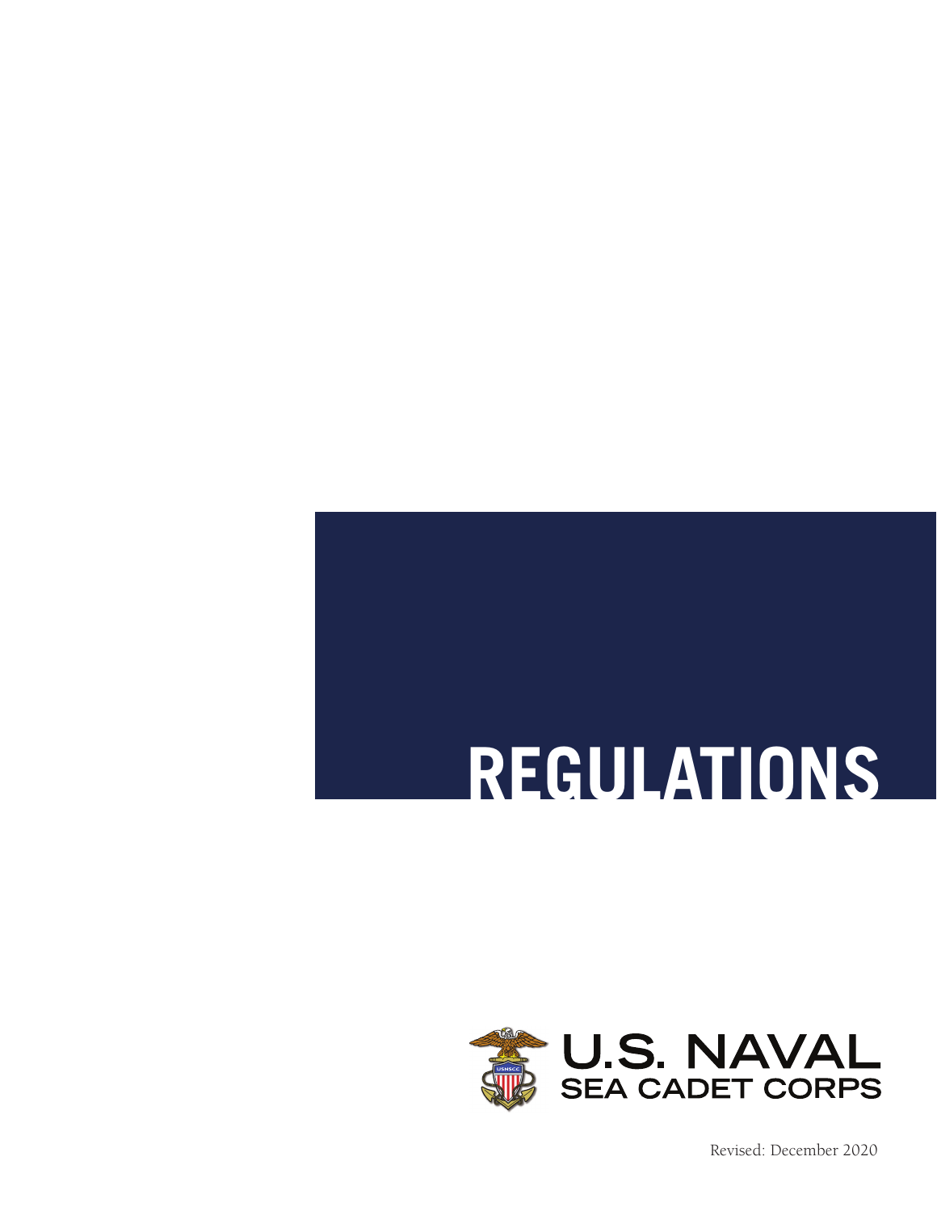# REGULATIONS

U.S. NAVAL
SEA CADET CORPS

Revised: December 2020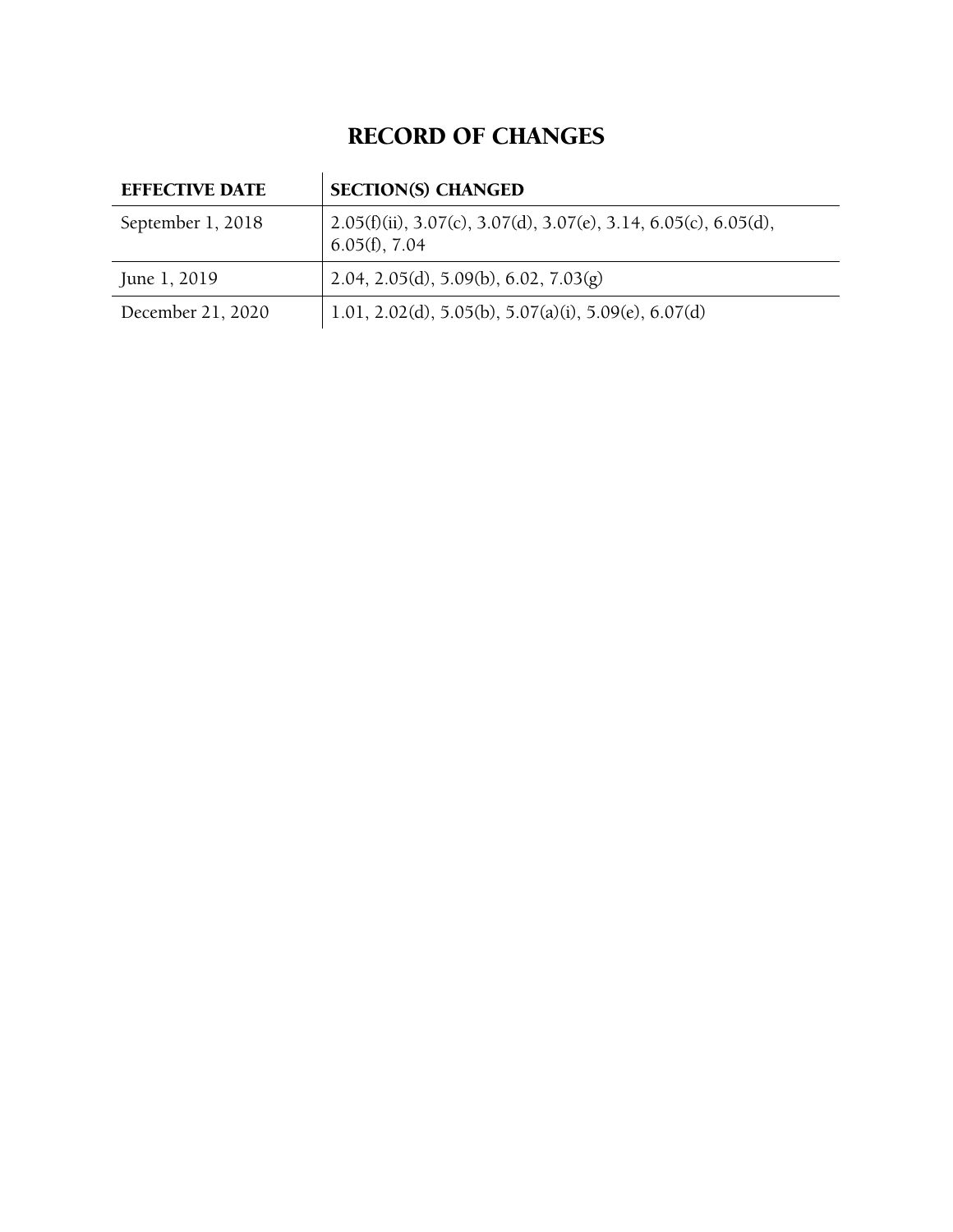# RECORD OF CHANGES

| EFFECTIVE DATE | SECTION(S) CHANGED |
|---|---|
| September 1, 2018 | 2.05(f)(ii), 3.07(c), 3.07(d), 3.07(e), 3.14, 6.05(c), 6.05(d), 6.05(f), 7.04 |
| June 1, 2019 | 2.04, 2.05(d), 5.09(b), 6.02, 7.03(g) |
| December 21, 2020 | 1.01, 2.02(d), 5.05(b), 5.07(a)(i), 5.09(e), 6.07(d) |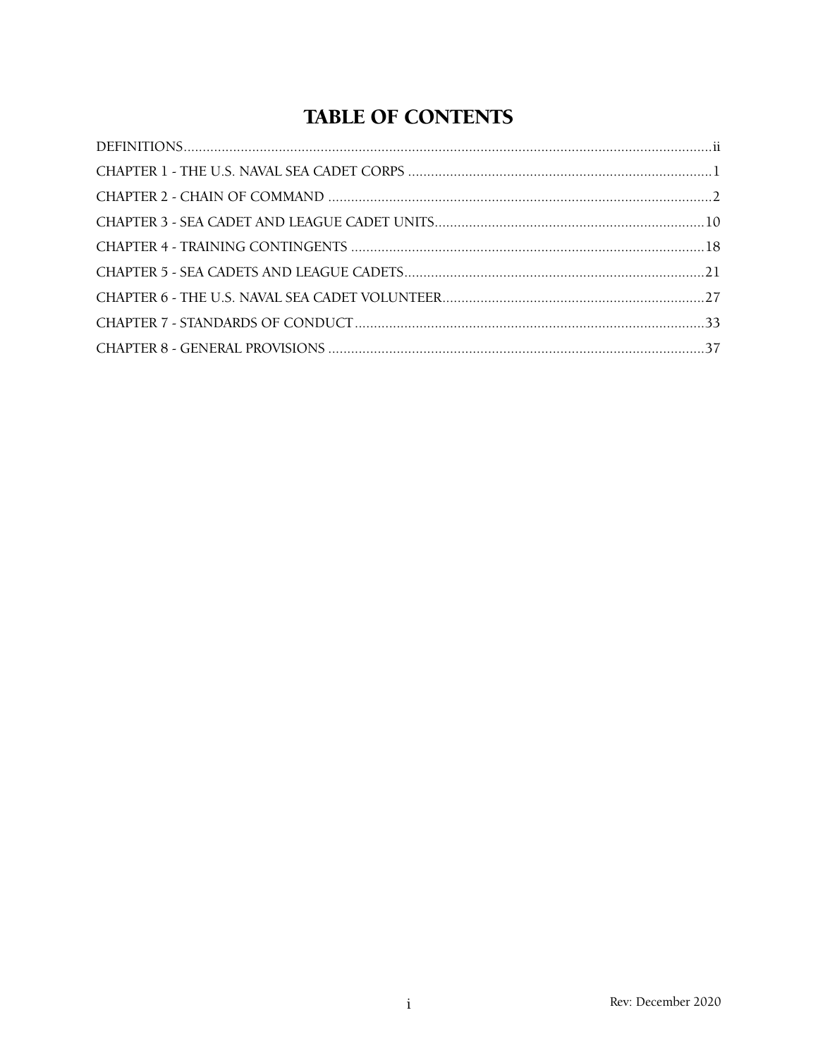# TABLE OF CONTENTS

DEFINITIONS....................ii

CHAPTER 1 - THE U.S. NAVAL SEA CADET CORPS....................1

CHAPTER 2 - CHAIN OF COMMAND....................2

CHAPTER 3 - SEA CADET AND LEAGUE CADET UNITS....................10

CHAPTER 4 - TRAINING CONTINGENTS....................18

CHAPTER 5 - SEA CADETS AND LEAGUE CADETS....................21

CHAPTER 6 - THE U.S. NAVAL SEA CADET VOLUNTEER....................27

CHAPTER 7 - STANDARDS OF CONDUCT....................33

CHAPTER 8 - GENERAL PROVISIONS....................37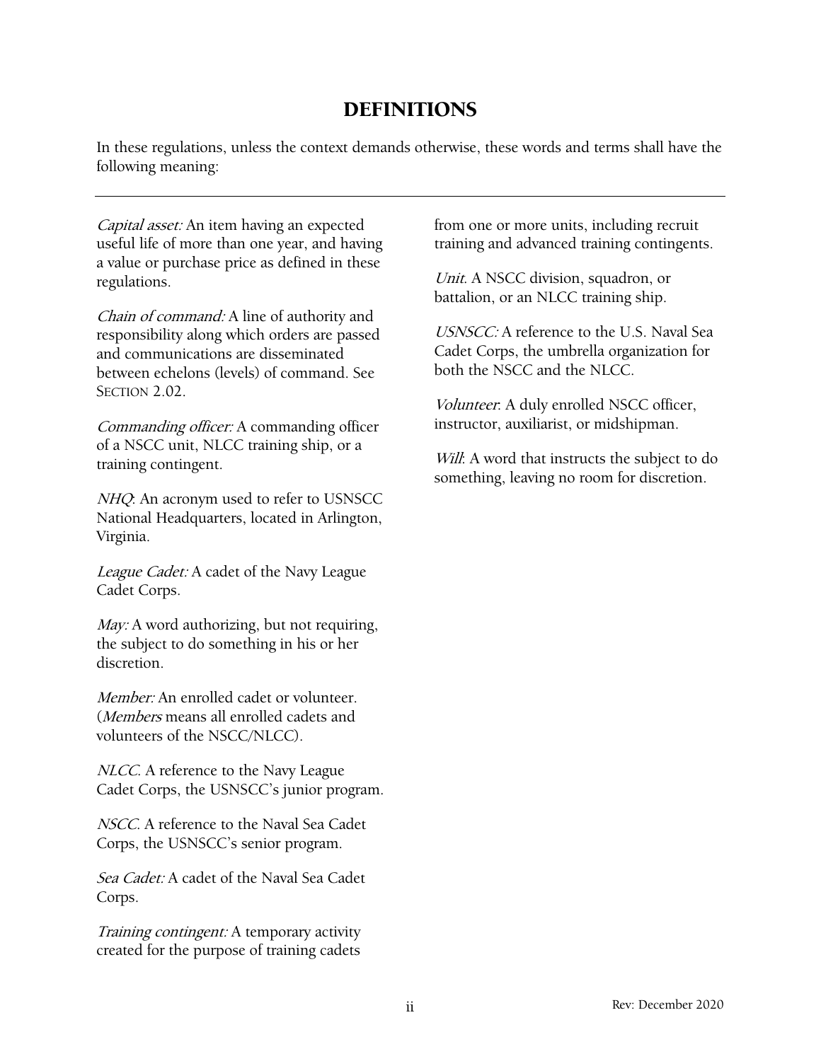# DEFINITIONS

In these regulations, unless the context demands otherwise, these words and terms shall have the following meaning:

---

*Capital asset:* An item having an expected useful life of more than one year, and having a value or purchase price as defined in these regulations.

*Chain of command:* A line of authority and responsibility along which orders are passed and communications are disseminated between echelons (levels) of command. See SECTION 2.02.

*Commanding officer:* A commanding officer of a NSCC unit, NLCC training ship, or a training contingent.

*NHQ*: An acronym used to refer to USNSCC National Headquarters, located in Arlington, Virginia.

*League Cadet:* A cadet of the Navy League Cadet Corps.

*May:* A word authorizing, but not requiring, the subject to do something in his or her discretion.

*Member:* An enrolled cadet or volunteer. (*Members* means all enrolled cadets and volunteers of the NSCC/NLCC).

*NLCC*. A reference to the Navy League Cadet Corps, the USNSCC's junior program.

*NSCC*. A reference to the Naval Sea Cadet Corps, the USNSCC's senior program.

*Sea Cadet:* A cadet of the Naval Sea Cadet Corps.

*Training contingent:* A temporary activity created for the purpose of training cadets from one or more units, including recruit training and advanced training contingents.

*Unit*. A NSCC division, squadron, or battalion, or an NLCC training ship.

*USNSCC:* A reference to the U.S. Naval Sea Cadet Corps, the umbrella organization for both the NSCC and the NLCC.

*Volunteer*: A duly enrolled NSCC officer, instructor, auxiliarist, or midshipman.

*Will*: A word that instructs the subject to do something, leaving no room for discretion.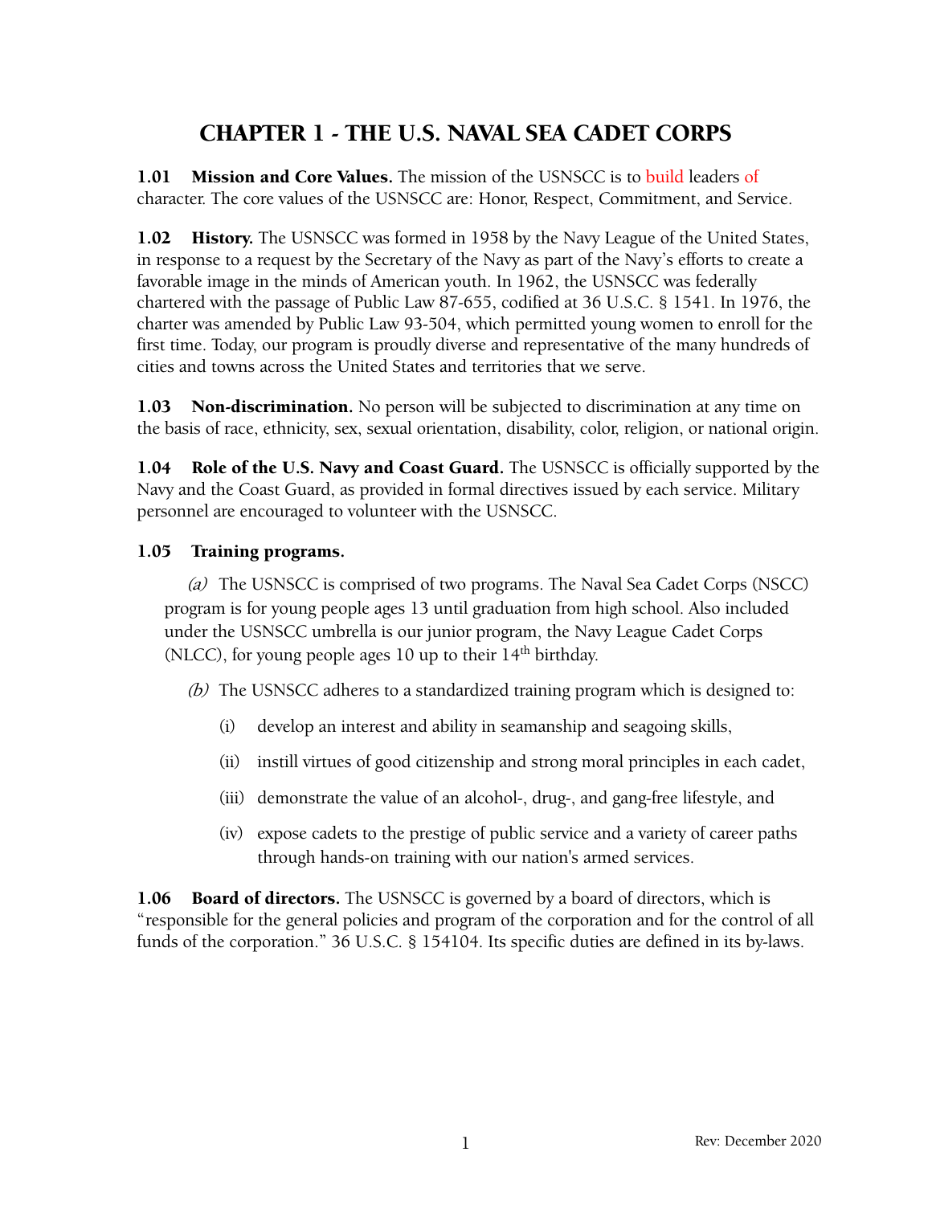# CHAPTER 1 - THE U.S. NAVAL SEA CADET CORPS

**1.01 Mission and Core Values.** The mission of the USNSCC is to build leaders of character. The core values of the USNSCC are: Honor, Respect, Commitment, and Service.

**1.02 History.** The USNSCC was formed in 1958 by the Navy League of the United States, in response to a request by the Secretary of the Navy as part of the Navy's efforts to create a favorable image in the minds of American youth. In 1962, the USNSCC was federally chartered with the passage of Public Law 87-655, codified at 36 U.S.C. § 1541. In 1976, the charter was amended by Public Law 93-504, which permitted young women to enroll for the first time. Today, our program is proudly diverse and representative of the many hundreds of cities and towns across the United States and territories that we serve.

**1.03 Non-discrimination.** No person will be subjected to discrimination at any time on the basis of race, ethnicity, sex, sexual orientation, disability, color, religion, or national origin.

**1.04 Role of the U.S. Navy and Coast Guard.** The USNSCC is officially supported by the Navy and the Coast Guard, as provided in formal directives issued by each service. Military personnel are encouraged to volunteer with the USNSCC.

**1.05 Training programs.**

*(a)* The USNSCC is comprised of two programs. The Naval Sea Cadet Corps (NSCC) program is for young people ages 13 until graduation from high school. Also included under the USNSCC umbrella is our junior program, the Navy League Cadet Corps (NLCC), for young people ages 10 up to their 14th birthday.

*(b)* The USNSCC adheres to a standardized training program which is designed to:

(i) develop an interest and ability in seamanship and seagoing skills,

(ii) instill virtues of good citizenship and strong moral principles in each cadet,

(iii) demonstrate the value of an alcohol-, drug-, and gang-free lifestyle, and

(iv) expose cadets to the prestige of public service and a variety of career paths through hands-on training with our nation's armed services.

**1.06 Board of directors.** The USNSCC is governed by a board of directors, which is "responsible for the general policies and program of the corporation and for the control of all funds of the corporation." 36 U.S.C. § 154104. Its specific duties are defined in its by-laws.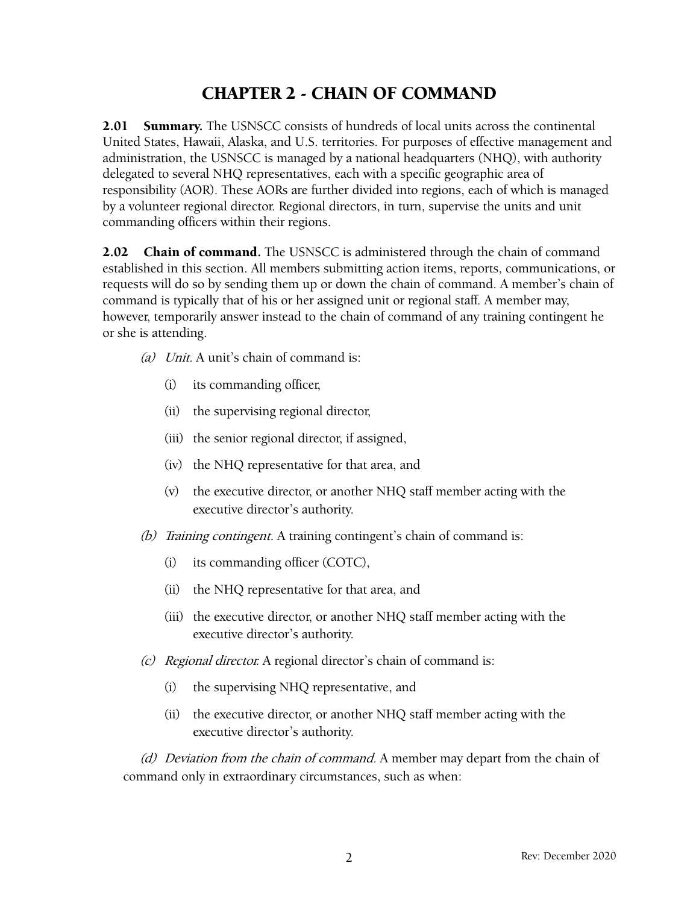# CHAPTER 2 - CHAIN OF COMMAND

**2.01 Summary.** The USNSCC consists of hundreds of local units across the continental United States, Hawaii, Alaska, and U.S. territories. For purposes of effective management and administration, the USNSCC is managed by a national headquarters (NHQ), with authority delegated to several NHQ representatives, each with a specific geographic area of responsibility (AOR). These AORs are further divided into regions, each of which is managed by a volunteer regional director. Regional directors, in turn, supervise the units and unit commanding officers within their regions.

**2.02 Chain of command.** The USNSCC is administered through the chain of command established in this section. All members submitting action items, reports, communications, or requests will do so by sending them up or down the chain of command. A member's chain of command is typically that of his or her assigned unit or regional staff. A member may, however, temporarily answer instead to the chain of command of any training contingent he or she is attending.

- *(a) Unit.* A unit's chain of command is:
  - (i) its commanding officer,
  - (ii) the supervising regional director,
  - (iii) the senior regional director, if assigned,
  - (iv) the NHQ representative for that area, and
  - (v) the executive director, or another NHQ staff member acting with the executive director's authority.
- *(b) Training contingent.* A training contingent's chain of command is:
  - (i) its commanding officer (COTC),
  - (ii) the NHQ representative for that area, and
  - (iii) the executive director, or another NHQ staff member acting with the executive director's authority.
- *(c) Regional director.* A regional director's chain of command is:
  - (i) the supervising NHQ representative, and
  - (ii) the executive director, or another NHQ staff member acting with the executive director's authority.

*(d) Deviation from the chain of command.* A member may depart from the chain of command only in extraordinary circumstances, such as when: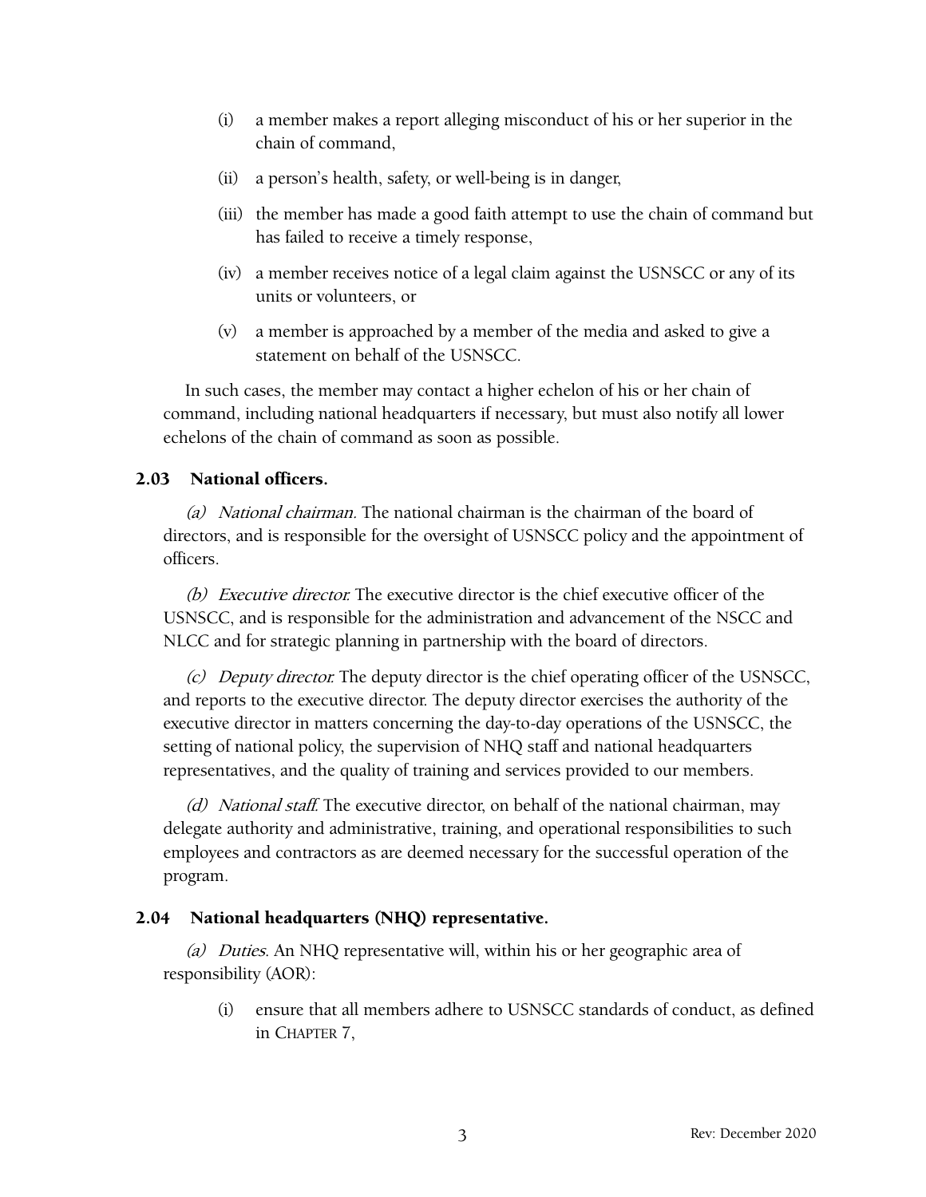(i) a member makes a report alleging misconduct of his or her superior in the chain of command,

(ii) a person's health, safety, or well-being is in danger,

(iii) the member has made a good faith attempt to use the chain of command but has failed to receive a timely response,

(iv) a member receives notice of a legal claim against the USNSCC or any of its units or volunteers, or

(v) a member is approached by a member of the media and asked to give a statement on behalf of the USNSCC.

In such cases, the member may contact a higher echelon of his or her chain of command, including national headquarters if necessary, but must also notify all lower echelons of the chain of command as soon as possible.

### 2.03 National officers.

*(a) National chairman.* The national chairman is the chairman of the board of directors, and is responsible for the oversight of USNSCC policy and the appointment of officers.

*(b) Executive director.* The executive director is the chief executive officer of the USNSCC, and is responsible for the administration and advancement of the NSCC and NLCC and for strategic planning in partnership with the board of directors.

*(c) Deputy director.* The deputy director is the chief operating officer of the USNSCC, and reports to the executive director. The deputy director exercises the authority of the executive director in matters concerning the day-to-day operations of the USNSCC, the setting of national policy, the supervision of NHQ staff and national headquarters representatives, and the quality of training and services provided to our members.

*(d) National staff.* The executive director, on behalf of the national chairman, may delegate authority and administrative, training, and operational responsibilities to such employees and contractors as are deemed necessary for the successful operation of the program.

### 2.04 National headquarters (NHQ) representative.

*(a) Duties.* An NHQ representative will, within his or her geographic area of responsibility (AOR):

(i) ensure that all members adhere to USNSCC standards of conduct, as defined in CHAPTER 7,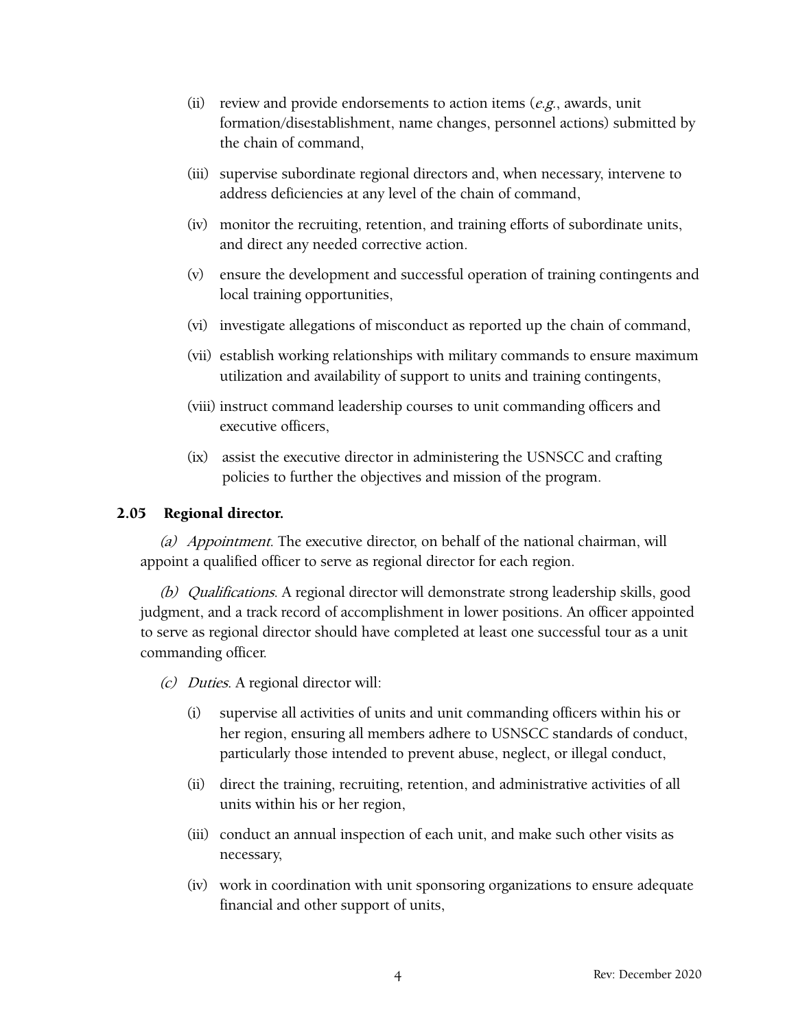(ii) review and provide endorsements to action items (*e.g.*, awards, unit formation/disestablishment, name changes, personnel actions) submitted by the chain of command,

(iii) supervise subordinate regional directors and, when necessary, intervene to address deficiencies at any level of the chain of command,

(iv) monitor the recruiting, retention, and training efforts of subordinate units, and direct any needed corrective action.

(v) ensure the development and successful operation of training contingents and local training opportunities,

(vi) investigate allegations of misconduct as reported up the chain of command,

(vii) establish working relationships with military commands to ensure maximum utilization and availability of support to units and training contingents,

(viii) instruct command leadership courses to unit commanding officers and executive officers,

(ix) assist the executive director in administering the USNSCC and crafting policies to further the objectives and mission of the program.

## 2.05 Regional director.

*(a) Appointment*. The executive director, on behalf of the national chairman, will appoint a qualified officer to serve as regional director for each region.

*(b) Qualifications*. A regional director will demonstrate strong leadership skills, good judgment, and a track record of accomplishment in lower positions. An officer appointed to serve as regional director should have completed at least one successful tour as a unit commanding officer.

*(c) Duties*. A regional director will:

(i) supervise all activities of units and unit commanding officers within his or her region, ensuring all members adhere to USNSCC standards of conduct, particularly those intended to prevent abuse, neglect, or illegal conduct,

(ii) direct the training, recruiting, retention, and administrative activities of all units within his or her region,

(iii) conduct an annual inspection of each unit, and make such other visits as necessary,

(iv) work in coordination with unit sponsoring organizations to ensure adequate financial and other support of units,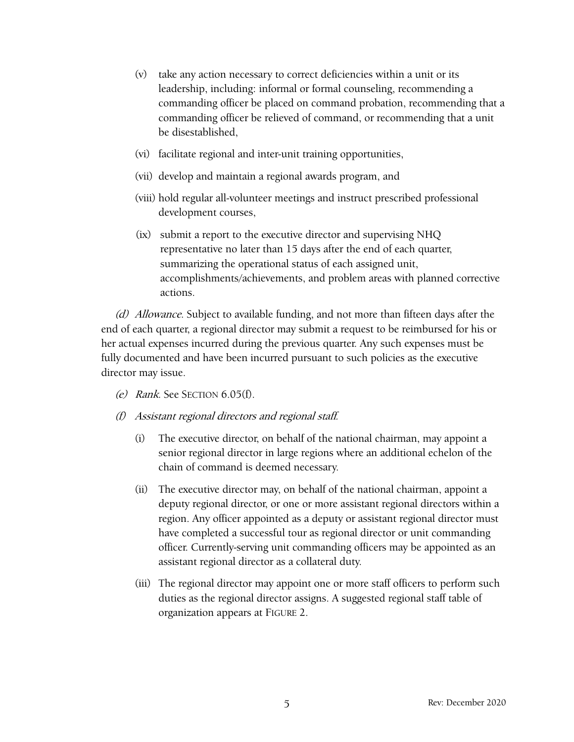(v) take any action necessary to correct deficiencies within a unit or its leadership, including: informal or formal counseling, recommending a commanding officer be placed on command probation, recommending that a commanding officer be relieved of command, or recommending that a unit be disestablished,

(vi) facilitate regional and inter-unit training opportunities,

(vii) develop and maintain a regional awards program, and

(viii) hold regular all-volunteer meetings and instruct prescribed professional development courses,

(ix) submit a report to the executive director and supervising NHQ representative no later than 15 days after the end of each quarter, summarizing the operational status of each assigned unit, accomplishments/achievements, and problem areas with planned corrective actions.

*(d) Allowance*. Subject to available funding, and not more than fifteen days after the end of each quarter, a regional director may submit a request to be reimbursed for his or her actual expenses incurred during the previous quarter. Any such expenses must be fully documented and have been incurred pursuant to such policies as the executive director may issue.

*(e) Rank*. See SECTION 6.05(f).

*(f) Assistant regional directors and regional staff.*

(i) The executive director, on behalf of the national chairman, may appoint a senior regional director in large regions where an additional echelon of the chain of command is deemed necessary.

(ii) The executive director may, on behalf of the national chairman, appoint a deputy regional director, or one or more assistant regional directors within a region. Any officer appointed as a deputy or assistant regional director must have completed a successful tour as regional director or unit commanding officer. Currently-serving unit commanding officers may be appointed as an assistant regional director as a collateral duty.

(iii) The regional director may appoint one or more staff officers to perform such duties as the regional director assigns. A suggested regional staff table of organization appears at FIGURE 2.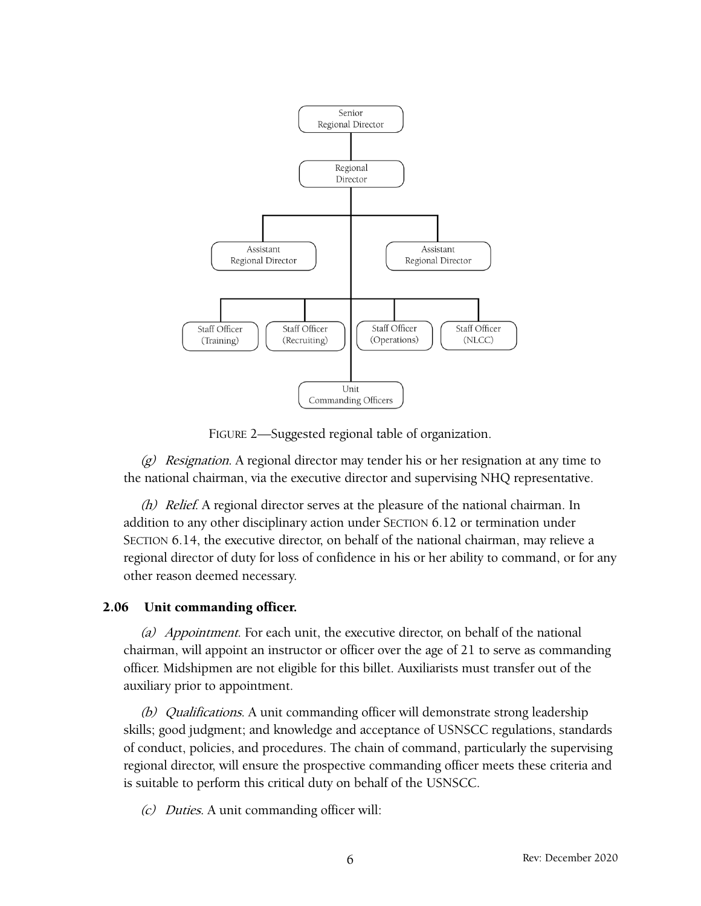Senior Regional Director

Regional Director

Assistant Regional Director

Assistant Regional Director

Staff Officer (Training)

Staff Officer (Recruiting)

Staff Officer (Operations)

Staff Officer (NLCC)

Unit Commanding Officers

FIGURE 2—Suggested regional table of organization.

*(g) Resignation*. A regional director may tender his or her resignation at any time to the national chairman, via the executive director and supervising NHQ representative.

*(h) Relief*. A regional director serves at the pleasure of the national chairman. In addition to any other disciplinary action under SECTION 6.12 or termination under SECTION 6.14, the executive director, on behalf of the national chairman, may relieve a regional director of duty for loss of confidence in his or her ability to command, or for any other reason deemed necessary.

### 2.06 Unit commanding officer.

*(a) Appointment*. For each unit, the executive director, on behalf of the national chairman, will appoint an instructor or officer over the age of 21 to serve as commanding officer. Midshipmen are not eligible for this billet. Auxiliarists must transfer out of the auxiliary prior to appointment.

*(b) Qualifications*. A unit commanding officer will demonstrate strong leadership skills; good judgment; and knowledge and acceptance of USNSCC regulations, standards of conduct, policies, and procedures. The chain of command, particularly the supervising regional director, will ensure the prospective commanding officer meets these criteria and is suitable to perform this critical duty on behalf of the USNSCC.

*(c) Duties*. A unit commanding officer will: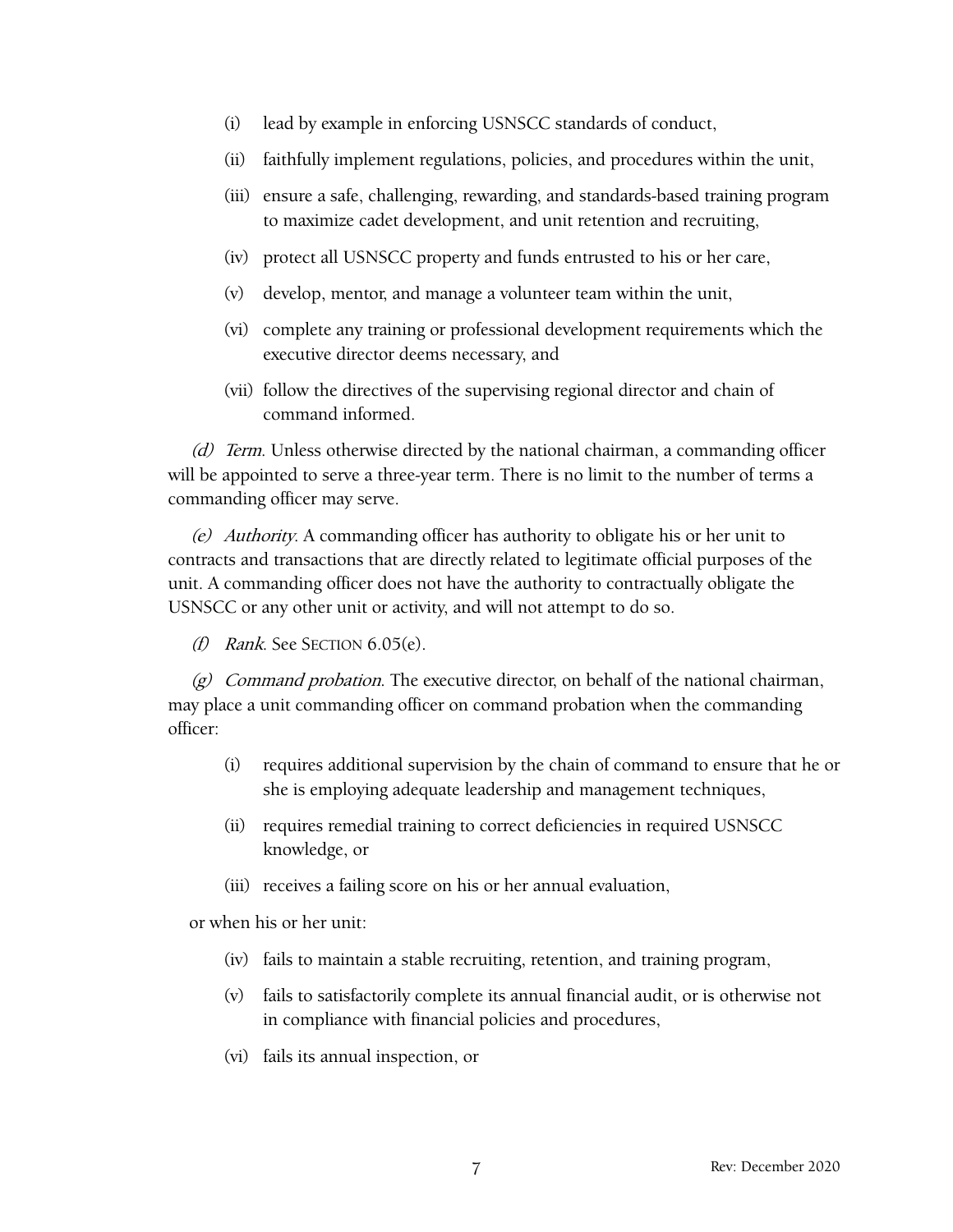(i) lead by example in enforcing USNSCC standards of conduct,

(ii) faithfully implement regulations, policies, and procedures within the unit,

(iii) ensure a safe, challenging, rewarding, and standards-based training program to maximize cadet development, and unit retention and recruiting,

(iv) protect all USNSCC property and funds entrusted to his or her care,

(v) develop, mentor, and manage a volunteer team within the unit,

(vi) complete any training or professional development requirements which the executive director deems necessary, and

(vii) follow the directives of the supervising regional director and chain of command informed.

*(d) Term*. Unless otherwise directed by the national chairman, a commanding officer will be appointed to serve a three-year term. There is no limit to the number of terms a commanding officer may serve.

*(e) Authority*. A commanding officer has authority to obligate his or her unit to contracts and transactions that are directly related to legitimate official purposes of the unit. A commanding officer does not have the authority to contractually obligate the USNSCC or any other unit or activity, and will not attempt to do so.

*(f) Rank*. See SECTION 6.05(e).

*(g) Command probation*. The executive director, on behalf of the national chairman, may place a unit commanding officer on command probation when the commanding officer:

(i) requires additional supervision by the chain of command to ensure that he or she is employing adequate leadership and management techniques,

(ii) requires remedial training to correct deficiencies in required USNSCC knowledge, or

(iii) receives a failing score on his or her annual evaluation,

or when his or her unit:

(iv) fails to maintain a stable recruiting, retention, and training program,

(v) fails to satisfactorily complete its annual financial audit, or is otherwise not in compliance with financial policies and procedures,

(vi) fails its annual inspection, or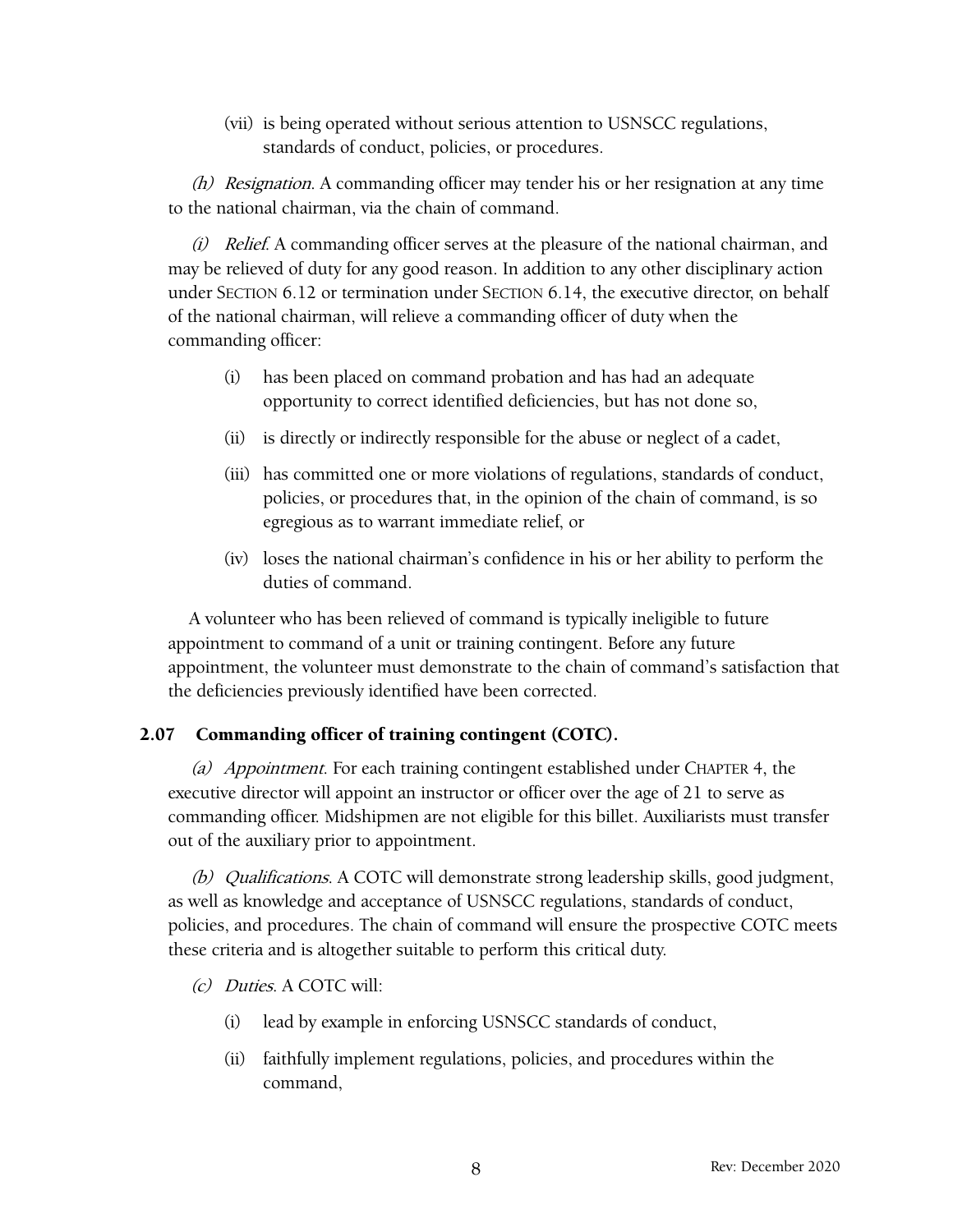(vii) is being operated without serious attention to USNSCC regulations, standards of conduct, policies, or procedures.

*(h) Resignation*. A commanding officer may tender his or her resignation at any time to the national chairman, via the chain of command.

*(i) Relief*. A commanding officer serves at the pleasure of the national chairman, and may be relieved of duty for any good reason. In addition to any other disciplinary action under SECTION 6.12 or termination under SECTION 6.14, the executive director, on behalf of the national chairman, will relieve a commanding officer of duty when the commanding officer:

(i) has been placed on command probation and has had an adequate opportunity to correct identified deficiencies, but has not done so,

(ii) is directly or indirectly responsible for the abuse or neglect of a cadet,

(iii) has committed one or more violations of regulations, standards of conduct, policies, or procedures that, in the opinion of the chain of command, is so egregious as to warrant immediate relief, or

(iv) loses the national chairman's confidence in his or her ability to perform the duties of command.

A volunteer who has been relieved of command is typically ineligible to future appointment to command of a unit or training contingent. Before any future appointment, the volunteer must demonstrate to the chain of command's satisfaction that the deficiencies previously identified have been corrected.

### 2.07 Commanding officer of training contingent (COTC).

*(a) Appointment*. For each training contingent established under CHAPTER 4, the executive director will appoint an instructor or officer over the age of 21 to serve as commanding officer. Midshipmen are not eligible for this billet. Auxiliarists must transfer out of the auxiliary prior to appointment.

*(b) Qualifications*. A COTC will demonstrate strong leadership skills, good judgment, as well as knowledge and acceptance of USNSCC regulations, standards of conduct, policies, and procedures. The chain of command will ensure the prospective COTC meets these criteria and is altogether suitable to perform this critical duty.

*(c) Duties*. A COTC will:

(i) lead by example in enforcing USNSCC standards of conduct,

(ii) faithfully implement regulations, policies, and procedures within the command,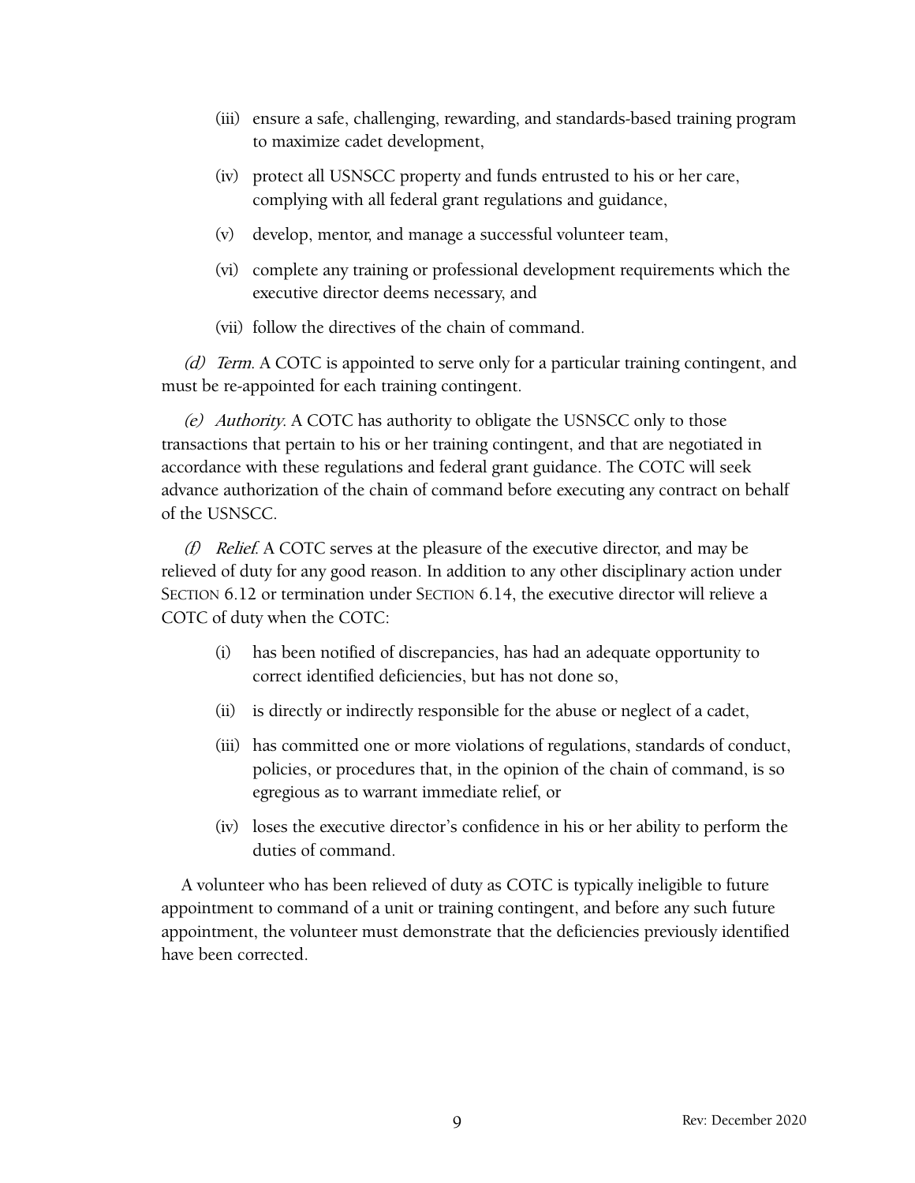(iii) ensure a safe, challenging, rewarding, and standards-based training program to maximize cadet development,

(iv) protect all USNSCC property and funds entrusted to his or her care, complying with all federal grant regulations and guidance,

(v) develop, mentor, and manage a successful volunteer team,

(vi) complete any training or professional development requirements which the executive director deems necessary, and

(vii) follow the directives of the chain of command.

*(d) Term*. A COTC is appointed to serve only for a particular training contingent, and must be re-appointed for each training contingent.

*(e) Authority*. A COTC has authority to obligate the USNSCC only to those transactions that pertain to his or her training contingent, and that are negotiated in accordance with these regulations and federal grant guidance. The COTC will seek advance authorization of the chain of command before executing any contract on behalf of the USNSCC.

*(f) Relief*. A COTC serves at the pleasure of the executive director, and may be relieved of duty for any good reason. In addition to any other disciplinary action under SECTION 6.12 or termination under SECTION 6.14, the executive director will relieve a COTC of duty when the COTC:

(i) has been notified of discrepancies, has had an adequate opportunity to correct identified deficiencies, but has not done so,

(ii) is directly or indirectly responsible for the abuse or neglect of a cadet,

(iii) has committed one or more violations of regulations, standards of conduct, policies, or procedures that, in the opinion of the chain of command, is so egregious as to warrant immediate relief, or

(iv) loses the executive director's confidence in his or her ability to perform the duties of command.

A volunteer who has been relieved of duty as COTC is typically ineligible to future appointment to command of a unit or training contingent, and before any such future appointment, the volunteer must demonstrate that the deficiencies previously identified have been corrected.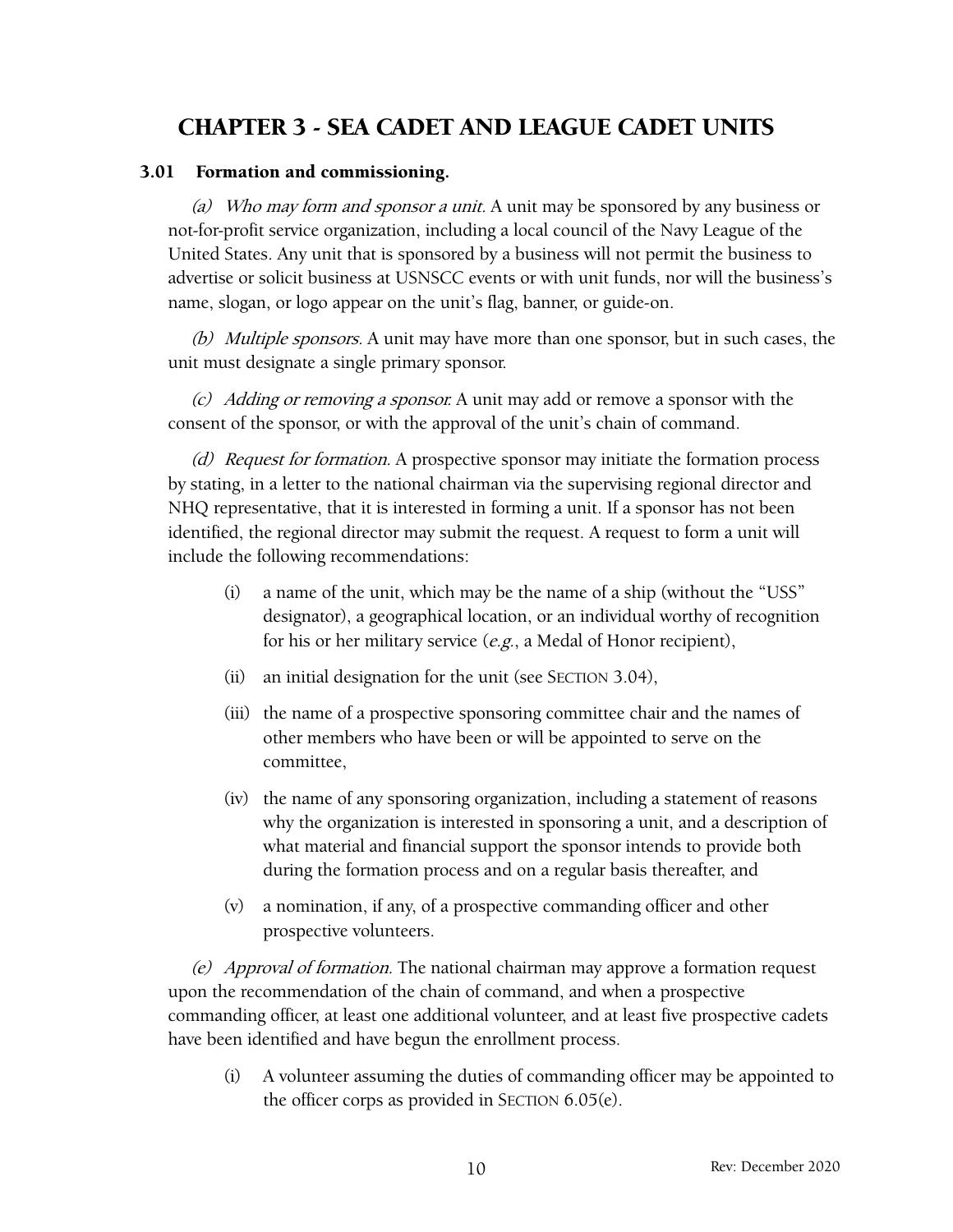# CHAPTER 3 - SEA CADET AND LEAGUE CADET UNITS

## 3.01 Formation and commissioning.

*(a) Who may form and sponsor a unit.* A unit may be sponsored by any business or not-for-profit service organization, including a local council of the Navy League of the United States. Any unit that is sponsored by a business will not permit the business to advertise or solicit business at USNSCC events or with unit funds, nor will the business's name, slogan, or logo appear on the unit's flag, banner, or guide-on.

*(b) Multiple sponsors.* A unit may have more than one sponsor, but in such cases, the unit must designate a single primary sponsor.

*(c) Adding or removing a sponsor.* A unit may add or remove a sponsor with the consent of the sponsor, or with the approval of the unit's chain of command.

*(d) Request for formation.* A prospective sponsor may initiate the formation process by stating, in a letter to the national chairman via the supervising regional director and NHQ representative, that it is interested in forming a unit. If a sponsor has not been identified, the regional director may submit the request. A request to form a unit will include the following recommendations:

- (i) a name of the unit, which may be the name of a ship (without the "USS" designator), a geographical location, or an individual worthy of recognition for his or her military service (*e.g.*, a Medal of Honor recipient),
- (ii) an initial designation for the unit (see SECTION 3.04),
- (iii) the name of a prospective sponsoring committee chair and the names of other members who have been or will be appointed to serve on the committee,
- (iv) the name of any sponsoring organization, including a statement of reasons why the organization is interested in sponsoring a unit, and a description of what material and financial support the sponsor intends to provide both during the formation process and on a regular basis thereafter, and
- (v) a nomination, if any, of a prospective commanding officer and other prospective volunteers.

*(e) Approval of formation.* The national chairman may approve a formation request upon the recommendation of the chain of command, and when a prospective commanding officer, at least one additional volunteer, and at least five prospective cadets have been identified and have begun the enrollment process.

- (i) A volunteer assuming the duties of commanding officer may be appointed to the officer corps as provided in SECTION 6.05(e).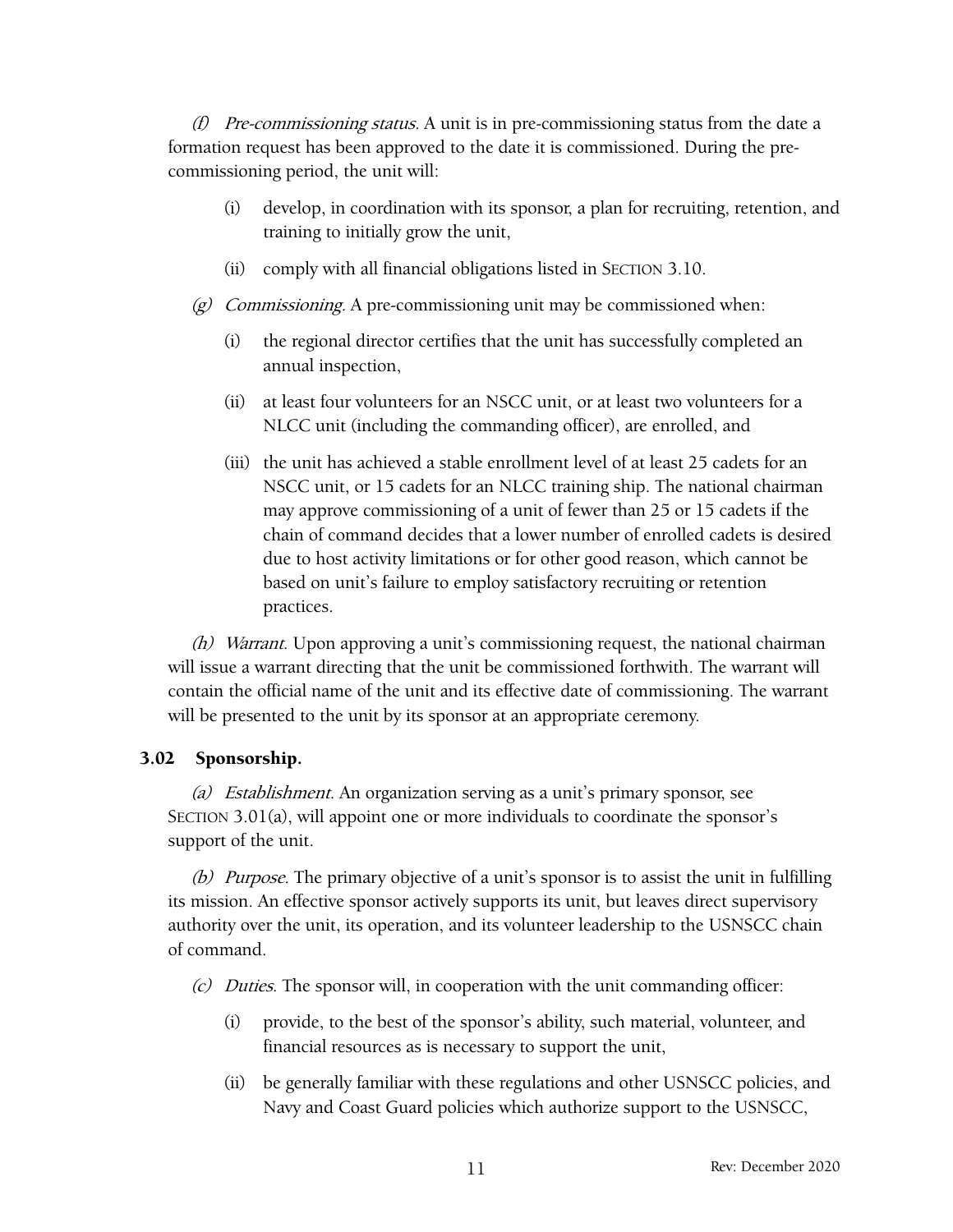*(f) Pre-commissioning status.* A unit is in pre-commissioning status from the date a formation request has been approved to the date it is commissioned. During the pre-commissioning period, the unit will:

(i) develop, in coordination with its sponsor, a plan for recruiting, retention, and training to initially grow the unit,

(ii) comply with all financial obligations listed in SECTION 3.10.

*(g) Commissioning.* A pre-commissioning unit may be commissioned when:

(i) the regional director certifies that the unit has successfully completed an annual inspection,

(ii) at least four volunteers for an NSCC unit, or at least two volunteers for a NLCC unit (including the commanding officer), are enrolled, and

(iii) the unit has achieved a stable enrollment level of at least 25 cadets for an NSCC unit, or 15 cadets for an NLCC training ship. The national chairman may approve commissioning of a unit of fewer than 25 or 15 cadets if the chain of command decides that a lower number of enrolled cadets is desired due to host activity limitations or for other good reason, which cannot be based on unit's failure to employ satisfactory recruiting or retention practices.

*(h) Warrant.* Upon approving a unit's commissioning request, the national chairman will issue a warrant directing that the unit be commissioned forthwith. The warrant will contain the official name of the unit and its effective date of commissioning. The warrant will be presented to the unit by its sponsor at an appropriate ceremony.

### 3.02 Sponsorship.

*(a) Establishment.* An organization serving as a unit's primary sponsor, see SECTION 3.01(a), will appoint one or more individuals to coordinate the sponsor's support of the unit.

*(b) Purpose.* The primary objective of a unit's sponsor is to assist the unit in fulfilling its mission. An effective sponsor actively supports its unit, but leaves direct supervisory authority over the unit, its operation, and its volunteer leadership to the USNSCC chain of command.

*(c) Duties.* The sponsor will, in cooperation with the unit commanding officer:

(i) provide, to the best of the sponsor's ability, such material, volunteer, and financial resources as is necessary to support the unit,

(ii) be generally familiar with these regulations and other USNSCC policies, and Navy and Coast Guard policies which authorize support to the USNSCC,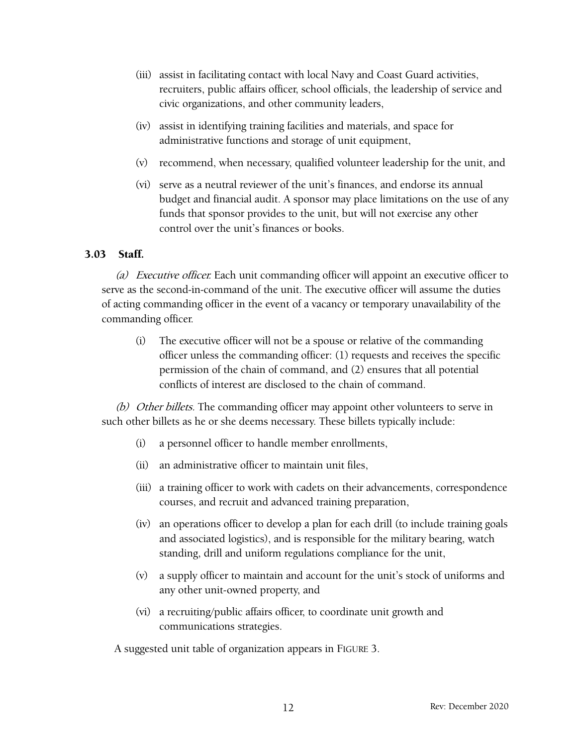- (iii) assist in facilitating contact with local Navy and Coast Guard activities, recruiters, public affairs officer, school officials, the leadership of service and civic organizations, and other community leaders,
- (iv) assist in identifying training facilities and materials, and space for administrative functions and storage of unit equipment,
- (v) recommend, when necessary, qualified volunteer leadership for the unit, and
- (vi) serve as a neutral reviewer of the unit's finances, and endorse its annual budget and financial audit. A sponsor may place limitations on the use of any funds that sponsor provides to the unit, but will not exercise any other control over the unit's finances or books.

### 3.03 Staff.

*(a) Executive officer.* Each unit commanding officer will appoint an executive officer to serve as the second-in-command of the unit. The executive officer will assume the duties of acting commanding officer in the event of a vacancy or temporary unavailability of the commanding officer.

- (i) The executive officer will not be a spouse or relative of the commanding officer unless the commanding officer: (1) requests and receives the specific permission of the chain of command, and (2) ensures that all potential conflicts of interest are disclosed to the chain of command.

*(b) Other billets.* The commanding officer may appoint other volunteers to serve in such other billets as he or she deems necessary. These billets typically include:

- (i) a personnel officer to handle member enrollments,
- (ii) an administrative officer to maintain unit files,
- (iii) a training officer to work with cadets on their advancements, correspondence courses, and recruit and advanced training preparation,
- (iv) an operations officer to develop a plan for each drill (to include training goals and associated logistics), and is responsible for the military bearing, watch standing, drill and uniform regulations compliance for the unit,
- (v) a supply officer to maintain and account for the unit's stock of uniforms and any other unit-owned property, and
- (vi) a recruiting/public affairs officer, to coordinate unit growth and communications strategies.

A suggested unit table of organization appears in FIGURE 3.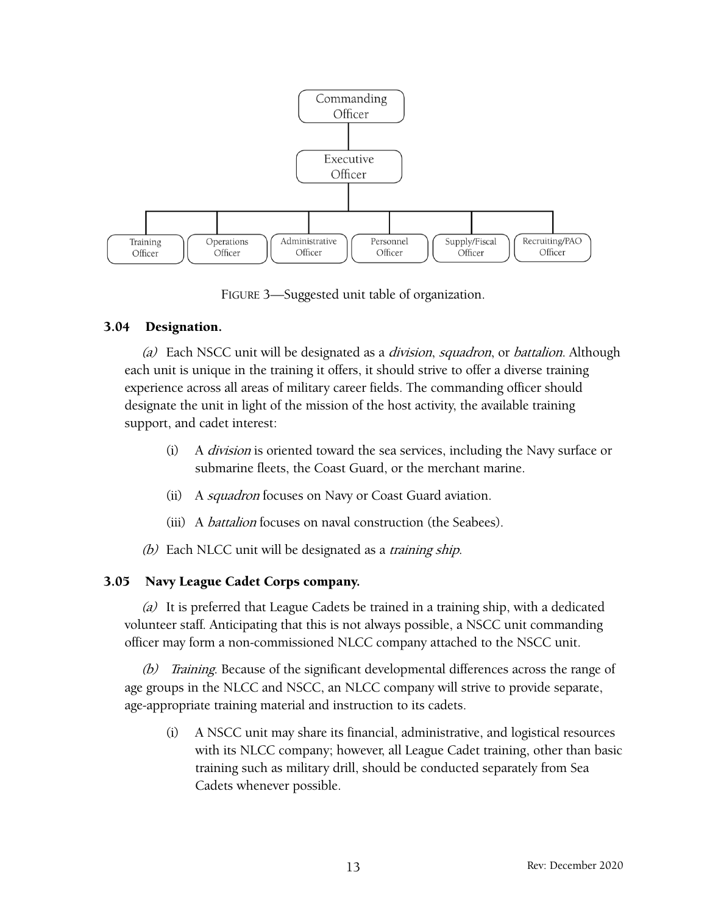- Commanding Officer
  - Executive Officer
    - Training Officer
    - Operations Officer
    - Administrative Officer
    - Personnel Officer
    - Supply/Fiscal Officer
    - Recruiting/PAO Officer

FIGURE 3—Suggested unit table of organization.

### 3.04 Designation.

*(a)* Each NSCC unit will be designated as a *division*, *squadron*, or *battalion*. Although each unit is unique in the training it offers, it should strive to offer a diverse training experience across all areas of military career fields. The commanding officer should designate the unit in light of the mission of the host activity, the available training support, and cadet interest:

(i) A *division* is oriented toward the sea services, including the Navy surface or submarine fleets, the Coast Guard, or the merchant marine.

(ii) A *squadron* focuses on Navy or Coast Guard aviation.

(iii) A *battalion* focuses on naval construction (the Seabees).

*(b)* Each NLCC unit will be designated as a *training ship*.

### 3.05 Navy League Cadet Corps company.

*(a)* It is preferred that League Cadets be trained in a training ship, with a dedicated volunteer staff. Anticipating that this is not always possible, a NSCC unit commanding officer may form a non-commissioned NLCC company attached to the NSCC unit.

*(b)* *Training*. Because of the significant developmental differences across the range of age groups in the NLCC and NSCC, an NLCC company will strive to provide separate, age-appropriate training material and instruction to its cadets.

(i) A NSCC unit may share its financial, administrative, and logistical resources with its NLCC company; however, all League Cadet training, other than basic training such as military drill, should be conducted separately from Sea Cadets whenever possible.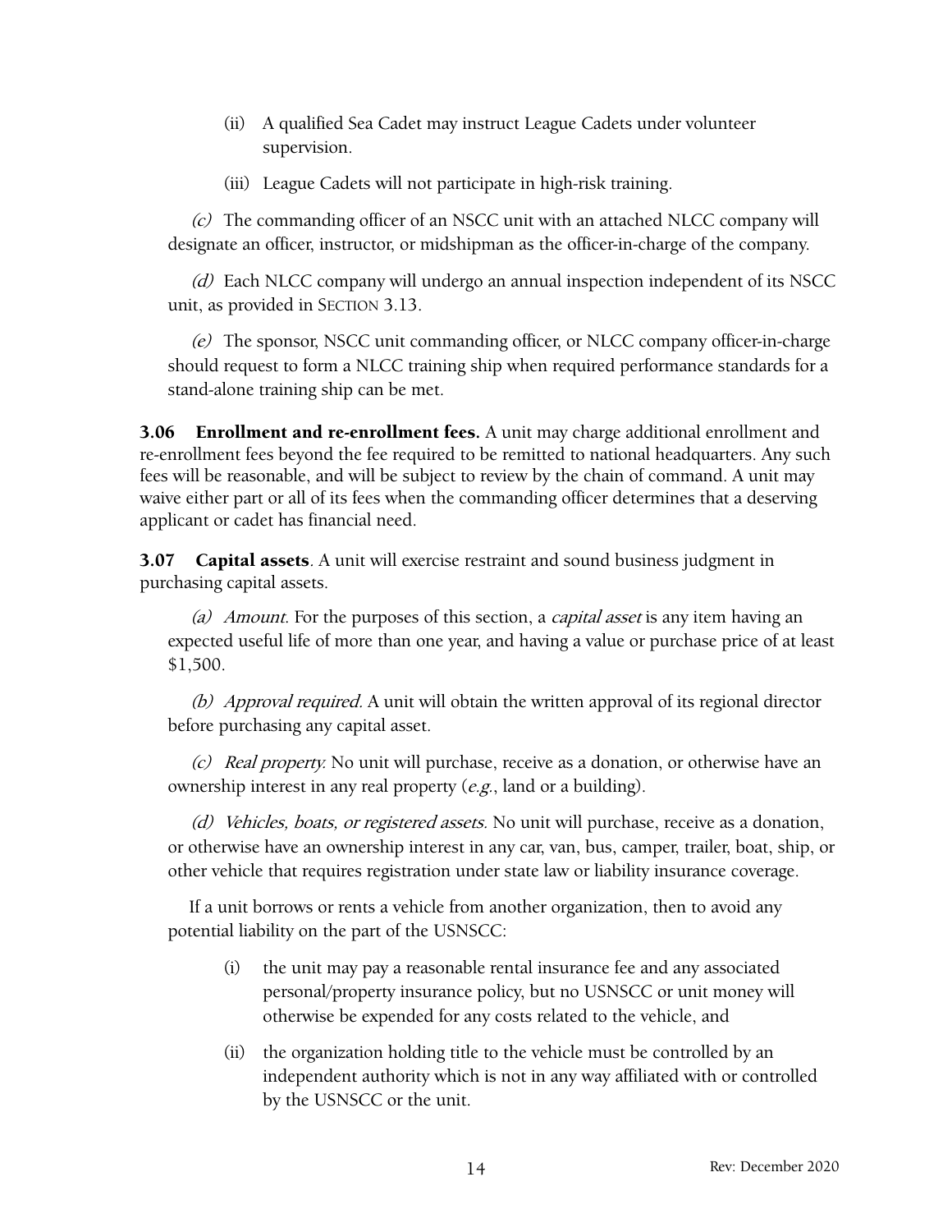(ii) A qualified Sea Cadet may instruct League Cadets under volunteer supervision.

(iii) League Cadets will not participate in high-risk training.

*(c)* The commanding officer of an NSCC unit with an attached NLCC company will designate an officer, instructor, or midshipman as the officer-in-charge of the company.

*(d)* Each NLCC company will undergo an annual inspection independent of its NSCC unit, as provided in SECTION 3.13.

*(e)* The sponsor, NSCC unit commanding officer, or NLCC company officer-in-charge should request to form a NLCC training ship when required performance standards for a stand-alone training ship can be met.

**3.06 Enrollment and re-enrollment fees.** A unit may charge additional enrollment and re-enrollment fees beyond the fee required to be remitted to national headquarters. Any such fees will be reasonable, and will be subject to review by the chain of command. A unit may waive either part or all of its fees when the commanding officer determines that a deserving applicant or cadet has financial need.

**3.07 Capital assets**. A unit will exercise restraint and sound business judgment in purchasing capital assets.

*(a) Amount.* For the purposes of this section, a *capital asset* is any item having an expected useful life of more than one year, and having a value or purchase price of at least $1,500.

*(b) Approval required.* A unit will obtain the written approval of its regional director before purchasing any capital asset.

*(c) Real property.* No unit will purchase, receive as a donation, or otherwise have an ownership interest in any real property (*e.g.*, land or a building).

*(d) Vehicles, boats, or registered assets.* No unit will purchase, receive as a donation, or otherwise have an ownership interest in any car, van, bus, camper, trailer, boat, ship, or other vehicle that requires registration under state law or liability insurance coverage.

If a unit borrows or rents a vehicle from another organization, then to avoid any potential liability on the part of the USNSCC:

(i) the unit may pay a reasonable rental insurance fee and any associated personal/property insurance policy, but no USNSCC or unit money will otherwise be expended for any costs related to the vehicle, and

(ii) the organization holding title to the vehicle must be controlled by an independent authority which is not in any way affiliated with or controlled by the USNSCC or the unit.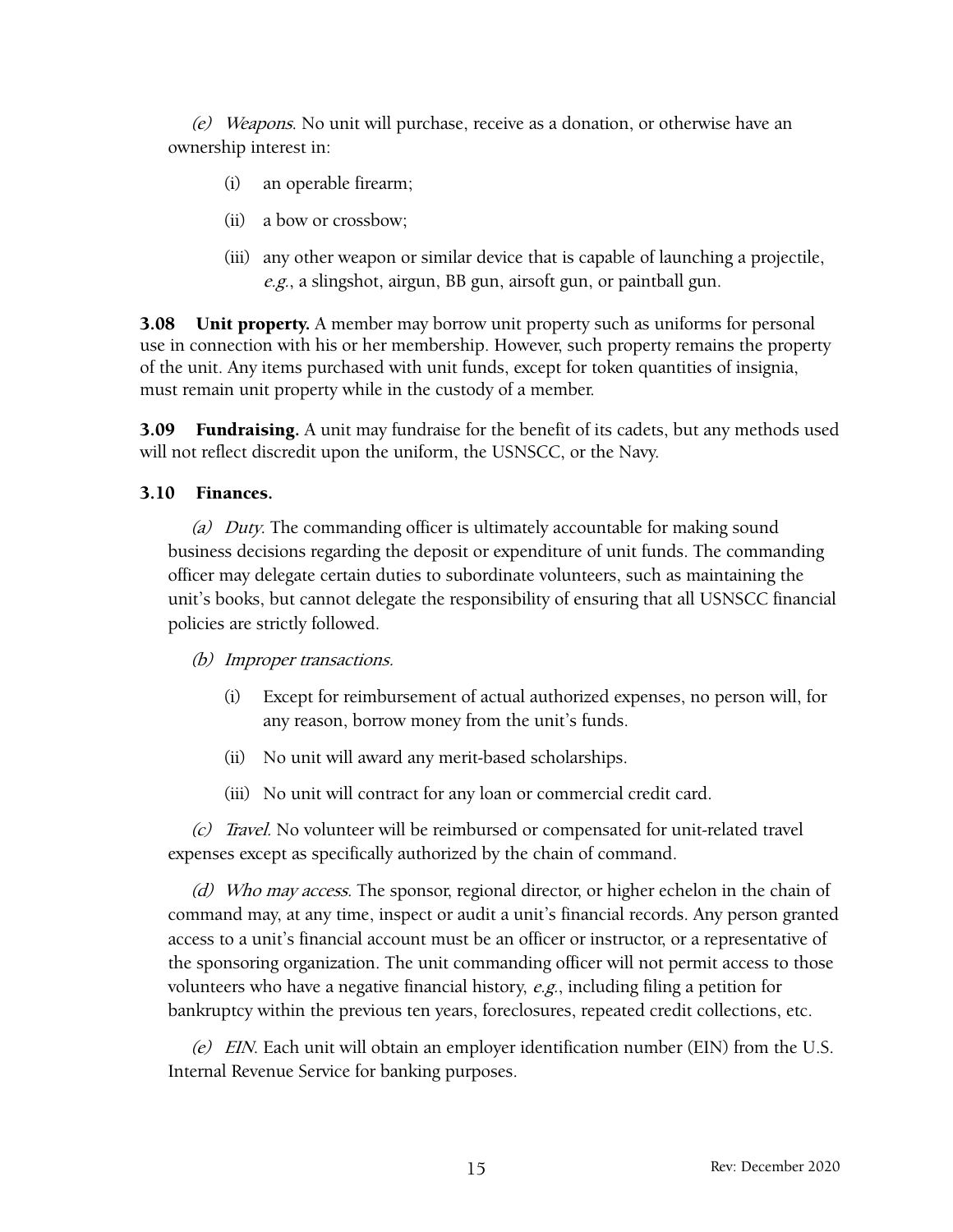*(e) Weapons*. No unit will purchase, receive as a donation, or otherwise have an ownership interest in:

(i) an operable firearm;

(ii) a bow or crossbow;

(iii) any other weapon or similar device that is capable of launching a projectile, *e.g.*, a slingshot, airgun, BB gun, airsoft gun, or paintball gun.

**3.08 Unit property.** A member may borrow unit property such as uniforms for personal use in connection with his or her membership. However, such property remains the property of the unit. Any items purchased with unit funds, except for token quantities of insignia, must remain unit property while in the custody of a member.

**3.09 Fundraising.** A unit may fundraise for the benefit of its cadets, but any methods used will not reflect discredit upon the uniform, the USNSCC, or the Navy.

**3.10 Finances.**

*(a) Duty*. The commanding officer is ultimately accountable for making sound business decisions regarding the deposit or expenditure of unit funds. The commanding officer may delegate certain duties to subordinate volunteers, such as maintaining the unit's books, but cannot delegate the responsibility of ensuring that all USNSCC financial policies are strictly followed.

*(b) Improper transactions.*

(i) Except for reimbursement of actual authorized expenses, no person will, for any reason, borrow money from the unit's funds.

(ii) No unit will award any merit-based scholarships.

(iii) No unit will contract for any loan or commercial credit card.

*(c) Travel.* No volunteer will be reimbursed or compensated for unit-related travel expenses except as specifically authorized by the chain of command.

*(d) Who may access*. The sponsor, regional director, or higher echelon in the chain of command may, at any time, inspect or audit a unit's financial records. Any person granted access to a unit's financial account must be an officer or instructor, or a representative of the sponsoring organization. The unit commanding officer will not permit access to those volunteers who have a negative financial history, *e.g.*, including filing a petition for bankruptcy within the previous ten years, foreclosures, repeated credit collections, etc.

*(e) EIN*. Each unit will obtain an employer identification number (EIN) from the U.S. Internal Revenue Service for banking purposes.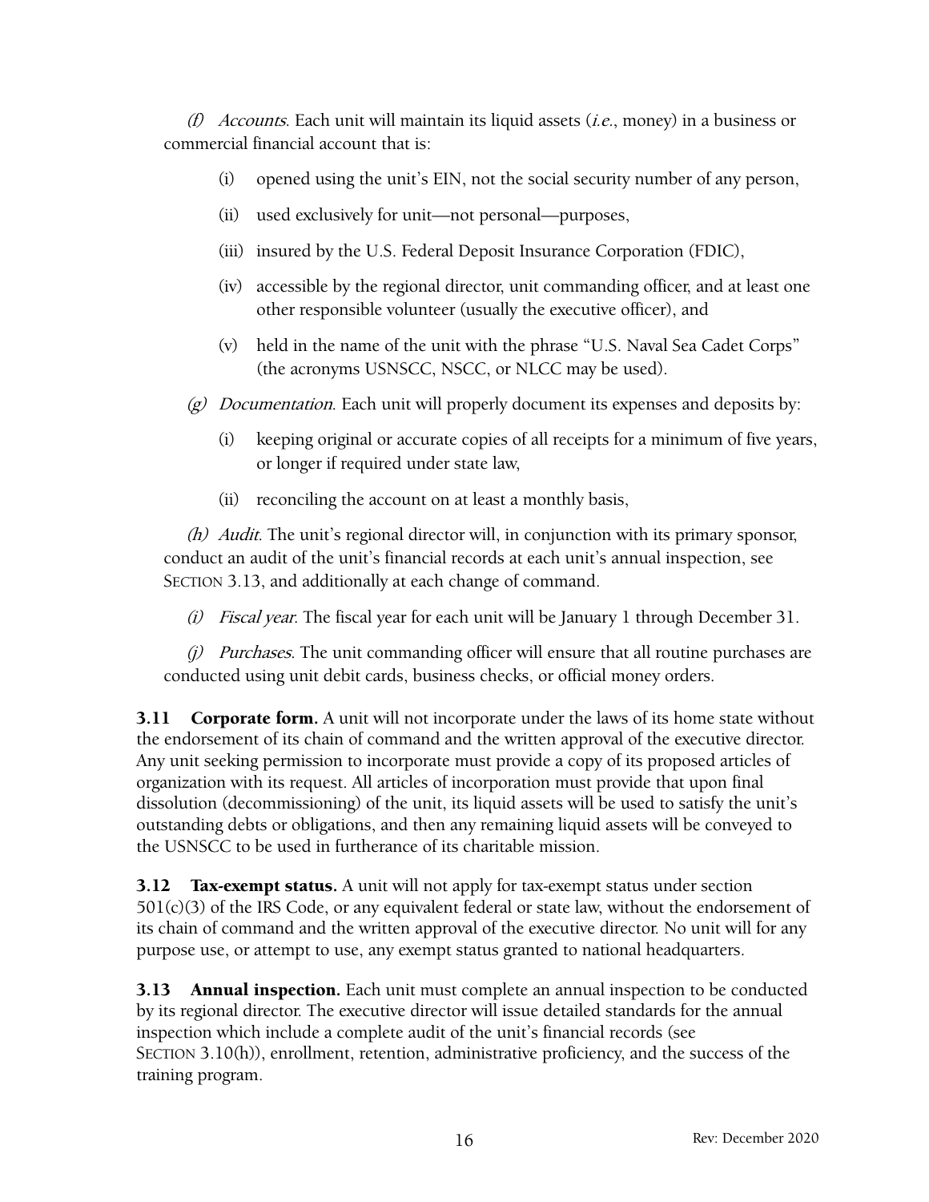*(f) Accounts.* Each unit will maintain its liquid assets (*i.e.*, money) in a business or commercial financial account that is:

(i) opened using the unit's EIN, not the social security number of any person,

(ii) used exclusively for unit—not personal—purposes,

(iii) insured by the U.S. Federal Deposit Insurance Corporation (FDIC),

(iv) accessible by the regional director, unit commanding officer, and at least one other responsible volunteer (usually the executive officer), and

(v) held in the name of the unit with the phrase "U.S. Naval Sea Cadet Corps" (the acronyms USNSCC, NSCC, or NLCC may be used).

*(g) Documentation.* Each unit will properly document its expenses and deposits by:

(i) keeping original or accurate copies of all receipts for a minimum of five years, or longer if required under state law,

(ii) reconciling the account on at least a monthly basis,

*(h) Audit.* The unit's regional director will, in conjunction with its primary sponsor, conduct an audit of the unit's financial records at each unit's annual inspection, see SECTION 3.13, and additionally at each change of command.

*(i) Fiscal year.* The fiscal year for each unit will be January 1 through December 31.

*(j) Purchases.* The unit commanding officer will ensure that all routine purchases are conducted using unit debit cards, business checks, or official money orders.

**3.11 Corporate form.** A unit will not incorporate under the laws of its home state without the endorsement of its chain of command and the written approval of the executive director. Any unit seeking permission to incorporate must provide a copy of its proposed articles of organization with its request. All articles of incorporation must provide that upon final dissolution (decommissioning) of the unit, its liquid assets will be used to satisfy the unit's outstanding debts or obligations, and then any remaining liquid assets will be conveyed to the USNSCC to be used in furtherance of its charitable mission.

**3.12 Tax-exempt status.** A unit will not apply for tax-exempt status under section 501(c)(3) of the IRS Code, or any equivalent federal or state law, without the endorsement of its chain of command and the written approval of the executive director. No unit will for any purpose use, or attempt to use, any exempt status granted to national headquarters.

**3.13 Annual inspection.** Each unit must complete an annual inspection to be conducted by its regional director. The executive director will issue detailed standards for the annual inspection which include a complete audit of the unit's financial records (see SECTION 3.10(h)), enrollment, retention, administrative proficiency, and the success of the training program.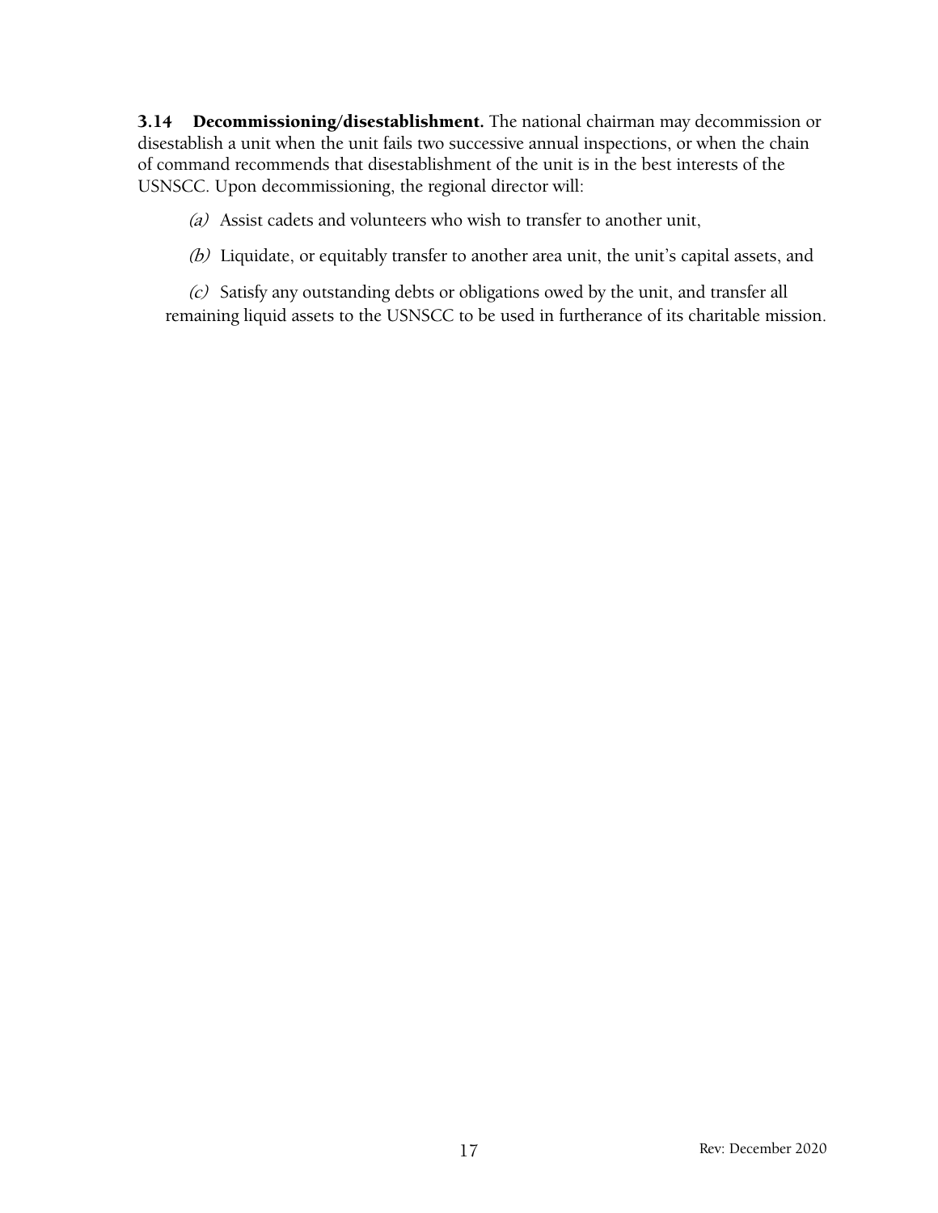**3.14 Decommissioning/disestablishment.** The national chairman may decommission or disestablish a unit when the unit fails two successive annual inspections, or when the chain of command recommends that disestablishment of the unit is in the best interests of the USNSCC. Upon decommissioning, the regional director will:

*(a)* Assist cadets and volunteers who wish to transfer to another unit,

*(b)* Liquidate, or equitably transfer to another area unit, the unit's capital assets, and

*(c)* Satisfy any outstanding debts or obligations owed by the unit, and transfer all remaining liquid assets to the USNSCC to be used in furtherance of its charitable mission.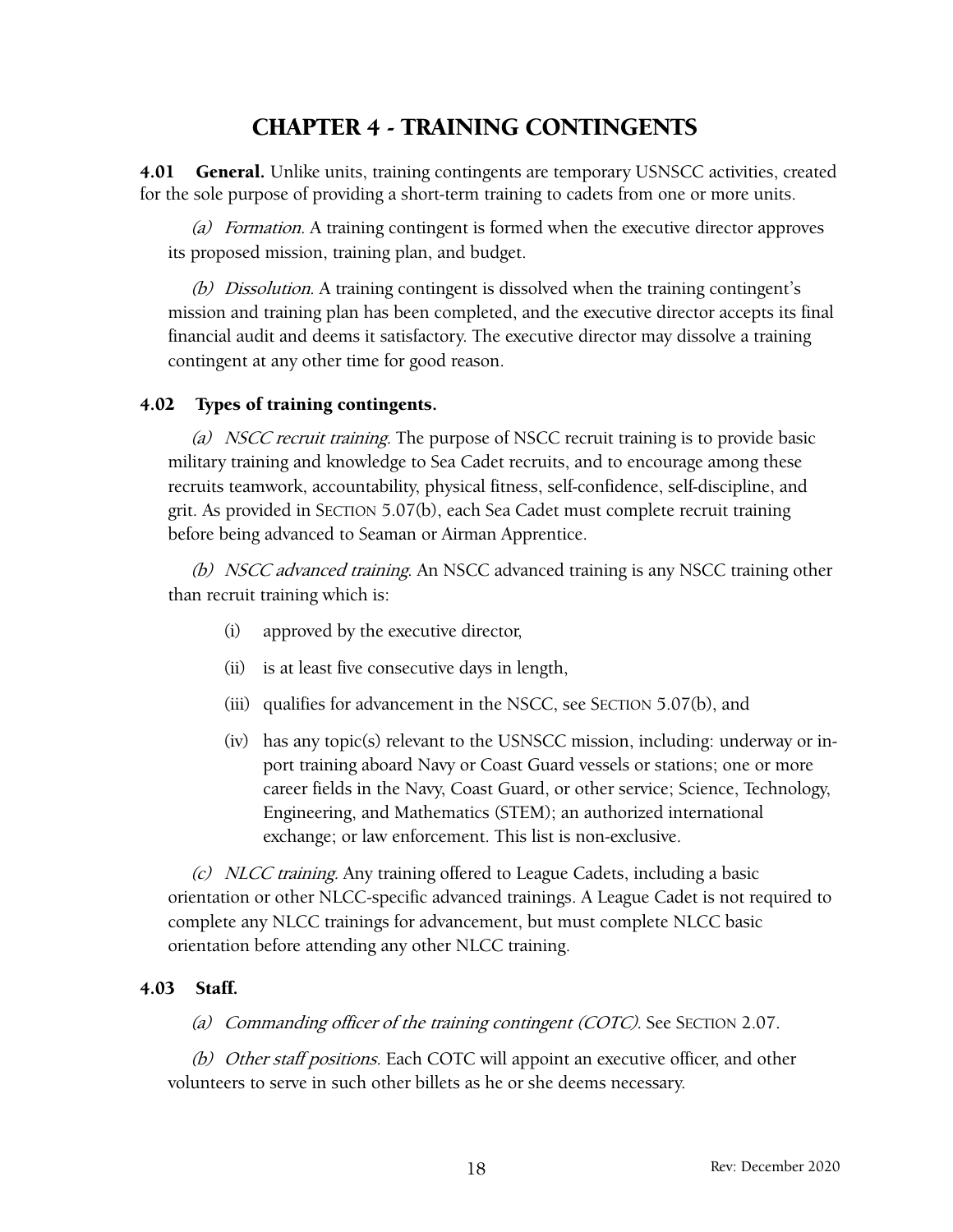# CHAPTER 4 - TRAINING CONTINGENTS

**4.01 General.** Unlike units, training contingents are temporary USNSCC activities, created for the sole purpose of providing a short-term training to cadets from one or more units.

*(a) Formation.* A training contingent is formed when the executive director approves its proposed mission, training plan, and budget.

*(b) Dissolution.* A training contingent is dissolved when the training contingent's mission and training plan has been completed, and the executive director accepts its final financial audit and deems it satisfactory. The executive director may dissolve a training contingent at any other time for good reason.

### 4.02 Types of training contingents.

*(a) NSCC recruit training.* The purpose of NSCC recruit training is to provide basic military training and knowledge to Sea Cadet recruits, and to encourage among these recruits teamwork, accountability, physical fitness, self-confidence, self-discipline, and grit. As provided in SECTION 5.07(b), each Sea Cadet must complete recruit training before being advanced to Seaman or Airman Apprentice.

*(b) NSCC advanced training.* An NSCC advanced training is any NSCC training other than recruit training which is:

- (i) approved by the executive director,
- (ii) is at least five consecutive days in length,
- (iii) qualifies for advancement in the NSCC, see SECTION 5.07(b), and
- (iv) has any topic(s) relevant to the USNSCC mission, including: underway or in-port training aboard Navy or Coast Guard vessels or stations; one or more career fields in the Navy, Coast Guard, or other service; Science, Technology, Engineering, and Mathematics (STEM); an authorized international exchange; or law enforcement. This list is non-exclusive.

*(c) NLCC training.* Any training offered to League Cadets, including a basic orientation or other NLCC-specific advanced trainings. A League Cadet is not required to complete any NLCC trainings for advancement, but must complete NLCC basic orientation before attending any other NLCC training.

### 4.03 Staff.

*(a) Commanding officer of the training contingent (COTC).* See SECTION 2.07.

*(b) Other staff positions.* Each COTC will appoint an executive officer, and other volunteers to serve in such other billets as he or she deems necessary.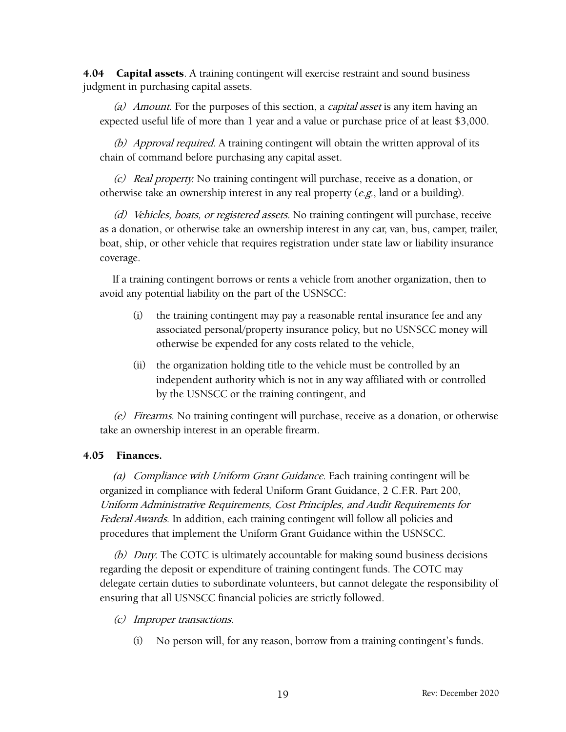**4.04 Capital assets**. A training contingent will exercise restraint and sound business judgment in purchasing capital assets.

*(a) Amount*. For the purposes of this section, a *capital asset* is any item having an expected useful life of more than 1 year and a value or purchase price of at least $3,000.

*(b) Approval required.* A training contingent will obtain the written approval of its chain of command before purchasing any capital asset.

*(c) Real property.* No training contingent will purchase, receive as a donation, or otherwise take an ownership interest in any real property (*e.g.*, land or a building).

*(d) Vehicles, boats, or registered assets.* No training contingent will purchase, receive as a donation, or otherwise take an ownership interest in any car, van, bus, camper, trailer, boat, ship, or other vehicle that requires registration under state law or liability insurance coverage.

If a training contingent borrows or rents a vehicle from another organization, then to avoid any potential liability on the part of the USNSCC:

(i) the training contingent may pay a reasonable rental insurance fee and any associated personal/property insurance policy, but no USNSCC money will otherwise be expended for any costs related to the vehicle,

(ii) the organization holding title to the vehicle must be controlled by an independent authority which is not in any way affiliated with or controlled by the USNSCC or the training contingent, and

*(e) Firearms*. No training contingent will purchase, receive as a donation, or otherwise take an ownership interest in an operable firearm.

**4.05 Finances.**

*(a) Compliance with Uniform Grant Guidance.* Each training contingent will be organized in compliance with federal Uniform Grant Guidance, 2 C.F.R. Part 200, *Uniform Administrative Requirements, Cost Principles, and Audit Requirements for Federal Awards*. In addition, each training contingent will follow all policies and procedures that implement the Uniform Grant Guidance within the USNSCC.

*(b) Duty*. The COTC is ultimately accountable for making sound business decisions regarding the deposit or expenditure of training contingent funds. The COTC may delegate certain duties to subordinate volunteers, but cannot delegate the responsibility of ensuring that all USNSCC financial policies are strictly followed.

*(c) Improper transactions.*

(i) No person will, for any reason, borrow from a training contingent's funds.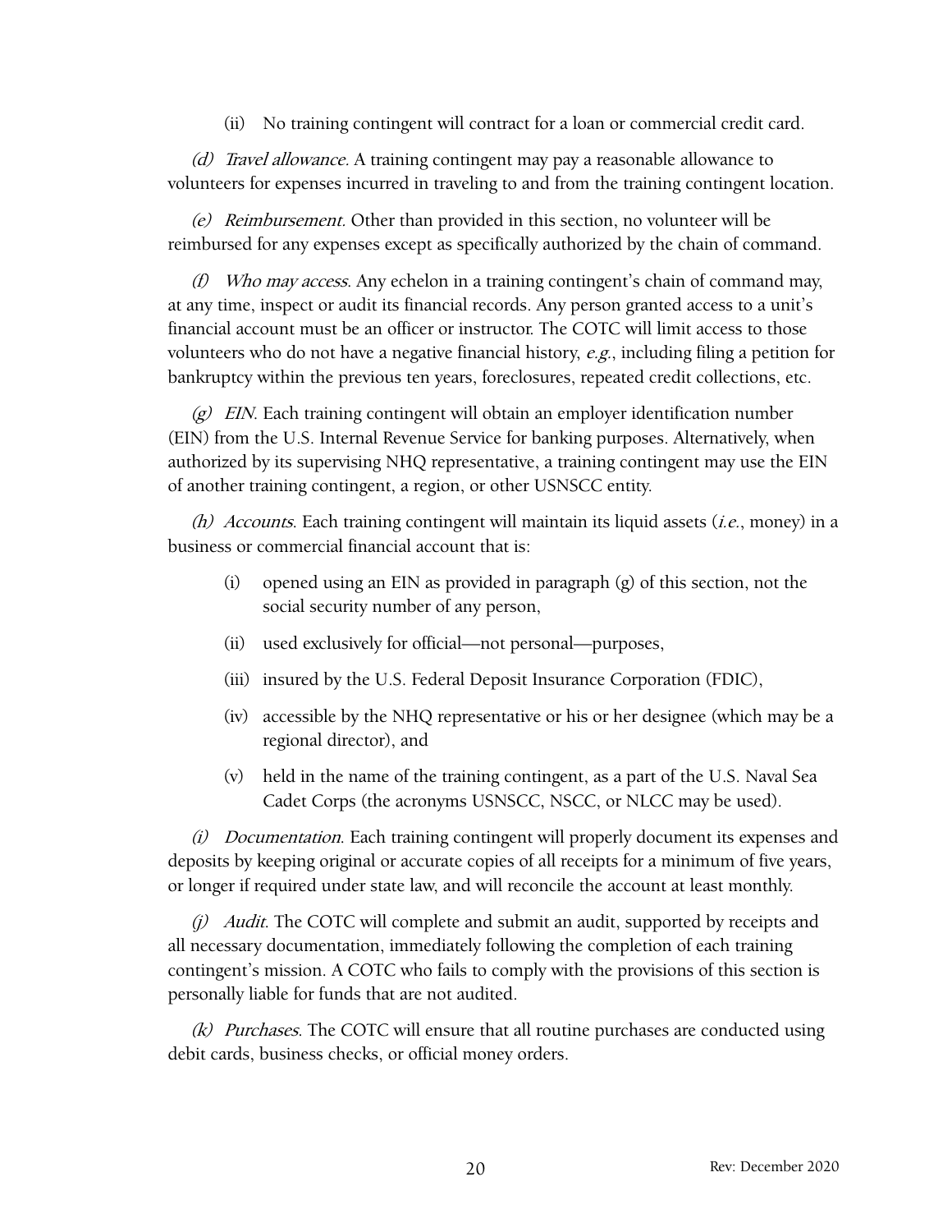(ii) No training contingent will contract for a loan or commercial credit card.

*(d) Travel allowance.* A training contingent may pay a reasonable allowance to volunteers for expenses incurred in traveling to and from the training contingent location.

*(e) Reimbursement.* Other than provided in this section, no volunteer will be reimbursed for any expenses except as specifically authorized by the chain of command.

*(f) Who may access.* Any echelon in a training contingent's chain of command may, at any time, inspect or audit its financial records. Any person granted access to a unit's financial account must be an officer or instructor. The COTC will limit access to those volunteers who do not have a negative financial history, *e.g.*, including filing a petition for bankruptcy within the previous ten years, foreclosures, repeated credit collections, etc.

*(g) EIN.* Each training contingent will obtain an employer identification number (EIN) from the U.S. Internal Revenue Service for banking purposes. Alternatively, when authorized by its supervising NHQ representative, a training contingent may use the EIN of another training contingent, a region, or other USNSCC entity.

*(h) Accounts.* Each training contingent will maintain its liquid assets (*i.e.*, money) in a business or commercial financial account that is:

(i) opened using an EIN as provided in paragraph (g) of this section, not the social security number of any person,

(ii) used exclusively for official—not personal—purposes,

(iii) insured by the U.S. Federal Deposit Insurance Corporation (FDIC),

(iv) accessible by the NHQ representative or his or her designee (which may be a regional director), and

(v) held in the name of the training contingent, as a part of the U.S. Naval Sea Cadet Corps (the acronyms USNSCC, NSCC, or NLCC may be used).

*(i) Documentation.* Each training contingent will properly document its expenses and deposits by keeping original or accurate copies of all receipts for a minimum of five years, or longer if required under state law, and will reconcile the account at least monthly.

*(j) Audit.* The COTC will complete and submit an audit, supported by receipts and all necessary documentation, immediately following the completion of each training contingent's mission. A COTC who fails to comply with the provisions of this section is personally liable for funds that are not audited.

*(k) Purchases.* The COTC will ensure that all routine purchases are conducted using debit cards, business checks, or official money orders.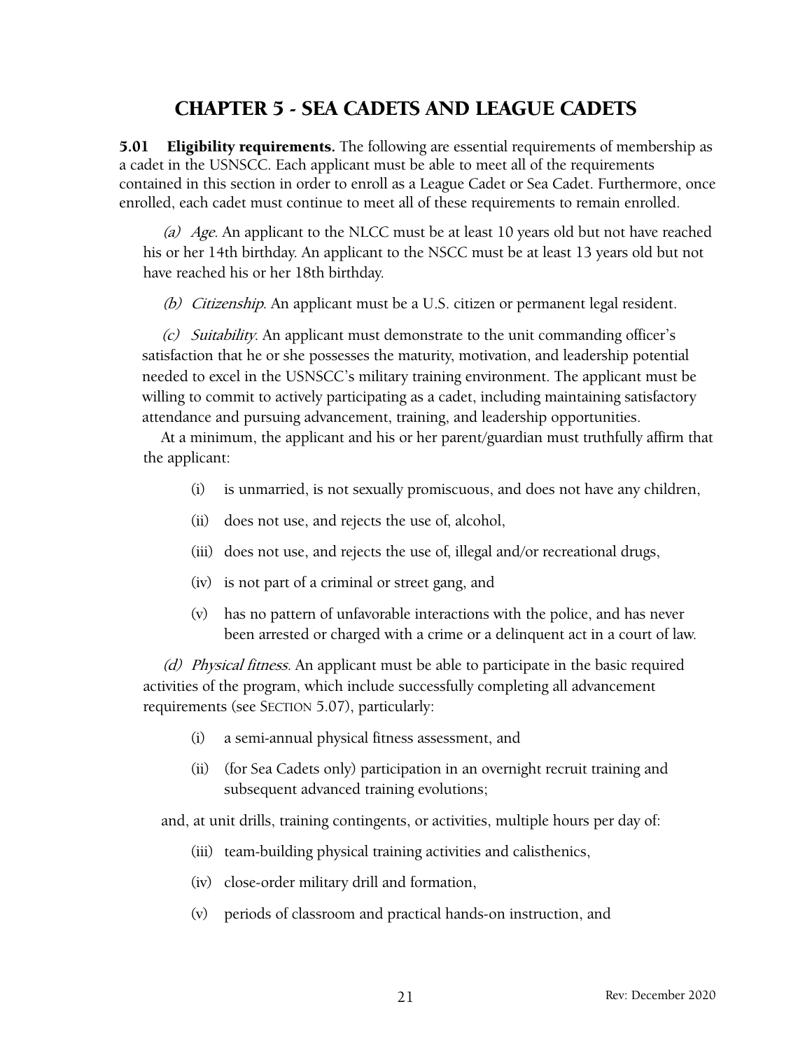# CHAPTER 5 - SEA CADETS AND LEAGUE CADETS

**5.01 Eligibility requirements.** The following are essential requirements of membership as a cadet in the USNSCC. Each applicant must be able to meet all of the requirements contained in this section in order to enroll as a League Cadet or Sea Cadet. Furthermore, once enrolled, each cadet must continue to meet all of these requirements to remain enrolled.

*(a) Age*. An applicant to the NLCC must be at least 10 years old but not have reached his or her 14th birthday. An applicant to the NSCC must be at least 13 years old but not have reached his or her 18th birthday.

*(b) Citizenship*. An applicant must be a U.S. citizen or permanent legal resident.

*(c) Suitability*. An applicant must demonstrate to the unit commanding officer's satisfaction that he or she possesses the maturity, motivation, and leadership potential needed to excel in the USNSCC's military training environment. The applicant must be willing to commit to actively participating as a cadet, including maintaining satisfactory attendance and pursuing advancement, training, and leadership opportunities.

At a minimum, the applicant and his or her parent/guardian must truthfully affirm that the applicant:

- (i) is unmarried, is not sexually promiscuous, and does not have any children,
- (ii) does not use, and rejects the use of, alcohol,
- (iii) does not use, and rejects the use of, illegal and/or recreational drugs,
- (iv) is not part of a criminal or street gang, and
- (v) has no pattern of unfavorable interactions with the police, and has never been arrested or charged with a crime or a delinquent act in a court of law.

*(d) Physical fitness.* An applicant must be able to participate in the basic required activities of the program, which include successfully completing all advancement requirements (see SECTION 5.07), particularly:

- (i) a semi-annual physical fitness assessment, and
- (ii) (for Sea Cadets only) participation in an overnight recruit training and subsequent advanced training evolutions;

and, at unit drills, training contingents, or activities, multiple hours per day of:

- (iii) team-building physical training activities and calisthenics,
- (iv) close-order military drill and formation,
- (v) periods of classroom and practical hands-on instruction, and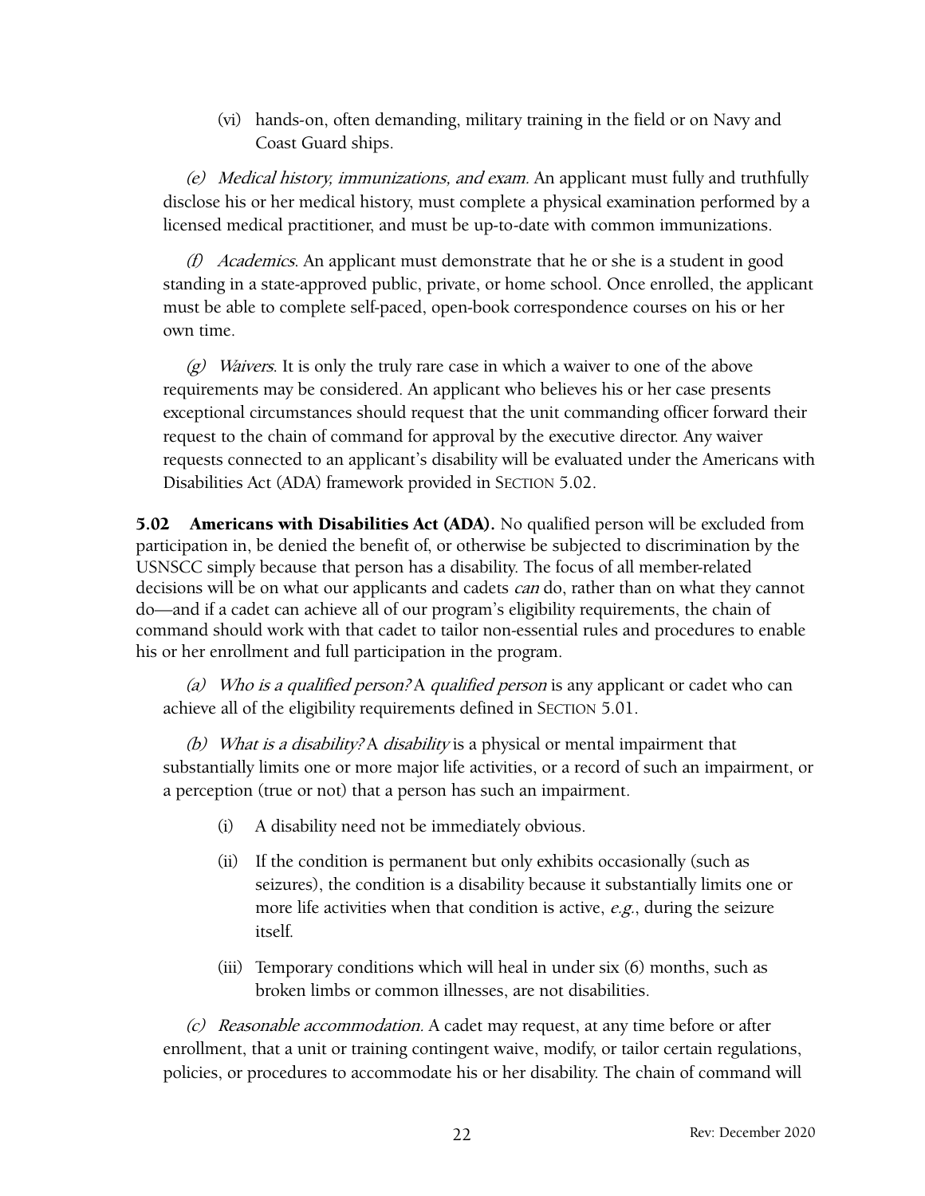(vi) hands-on, often demanding, military training in the field or on Navy and Coast Guard ships.

*(e) Medical history, immunizations, and exam.* An applicant must fully and truthfully disclose his or her medical history, must complete a physical examination performed by a licensed medical practitioner, and must be up-to-date with common immunizations.

*(f) Academics.* An applicant must demonstrate that he or she is a student in good standing in a state-approved public, private, or home school. Once enrolled, the applicant must be able to complete self-paced, open-book correspondence courses on his or her own time.

*(g) Waivers.* It is only the truly rare case in which a waiver to one of the above requirements may be considered. An applicant who believes his or her case presents exceptional circumstances should request that the unit commanding officer forward their request to the chain of command for approval by the executive director. Any waiver requests connected to an applicant's disability will be evaluated under the Americans with Disabilities Act (ADA) framework provided in SECTION 5.02.

**5.02 Americans with Disabilities Act (ADA).** No qualified person will be excluded from participation in, be denied the benefit of, or otherwise be subjected to discrimination by the USNSCC simply because that person has a disability. The focus of all member-related decisions will be on what our applicants and cadets *can* do, rather than on what they cannot do—and if a cadet can achieve all of our program's eligibility requirements, the chain of command should work with that cadet to tailor non-essential rules and procedures to enable his or her enrollment and full participation in the program.

*(a) Who is a qualified person?* A *qualified person* is any applicant or cadet who can achieve all of the eligibility requirements defined in SECTION 5.01.

*(b) What is a disability?* A *disability* is a physical or mental impairment that substantially limits one or more major life activities, or a record of such an impairment, or a perception (true or not) that a person has such an impairment.

(i) A disability need not be immediately obvious.

(ii) If the condition is permanent but only exhibits occasionally (such as seizures), the condition is a disability because it substantially limits one or more life activities when that condition is active, *e.g.*, during the seizure itself.

(iii) Temporary conditions which will heal in under six (6) months, such as broken limbs or common illnesses, are not disabilities.

*(c) Reasonable accommodation.* A cadet may request, at any time before or after enrollment, that a unit or training contingent waive, modify, or tailor certain regulations, policies, or procedures to accommodate his or her disability. The chain of command will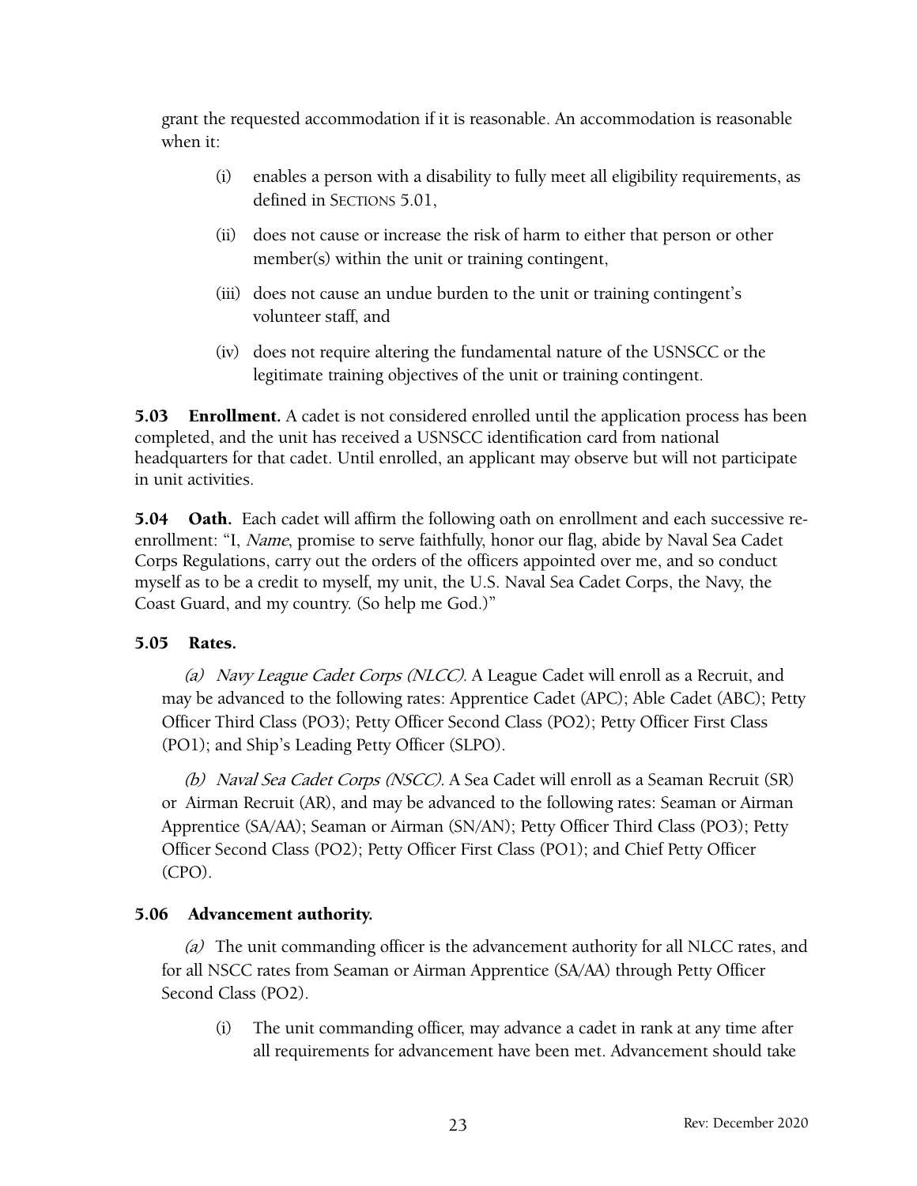grant the requested accommodation if it is reasonable. An accommodation is reasonable when it:

(i) enables a person with a disability to fully meet all eligibility requirements, as defined in SECTIONS 5.01,

(ii) does not cause or increase the risk of harm to either that person or other member(s) within the unit or training contingent,

(iii) does not cause an undue burden to the unit or training contingent's volunteer staff, and

(iv) does not require altering the fundamental nature of the USNSCC or the legitimate training objectives of the unit or training contingent.

**5.03 Enrollment.** A cadet is not considered enrolled until the application process has been completed, and the unit has received a USNSCC identification card from national headquarters for that cadet. Until enrolled, an applicant may observe but will not participate in unit activities.

**5.04 Oath.** Each cadet will affirm the following oath on enrollment and each successive re-enrollment: "I, *Name*, promise to serve faithfully, honor our flag, abide by Naval Sea Cadet Corps Regulations, carry out the orders of the officers appointed over me, and so conduct myself as to be a credit to myself, my unit, the U.S. Naval Sea Cadet Corps, the Navy, the Coast Guard, and my country. (So help me God.)"

**5.05 Rates.**

*(a) Navy League Cadet Corps (NLCC).* A League Cadet will enroll as a Recruit, and may be advanced to the following rates: Apprentice Cadet (APC); Able Cadet (ABC); Petty Officer Third Class (PO3); Petty Officer Second Class (PO2); Petty Officer First Class (PO1); and Ship's Leading Petty Officer (SLPO).

*(b) Naval Sea Cadet Corps (NSCC).* A Sea Cadet will enroll as a Seaman Recruit (SR) or Airman Recruit (AR), and may be advanced to the following rates: Seaman or Airman Apprentice (SA/AA); Seaman or Airman (SN/AN); Petty Officer Third Class (PO3); Petty Officer Second Class (PO2); Petty Officer First Class (PO1); and Chief Petty Officer (CPO).

**5.06 Advancement authority.**

*(a)* The unit commanding officer is the advancement authority for all NLCC rates, and for all NSCC rates from Seaman or Airman Apprentice (SA/AA) through Petty Officer Second Class (PO2).

(i) The unit commanding officer, may advance a cadet in rank at any time after all requirements for advancement have been met. Advancement should take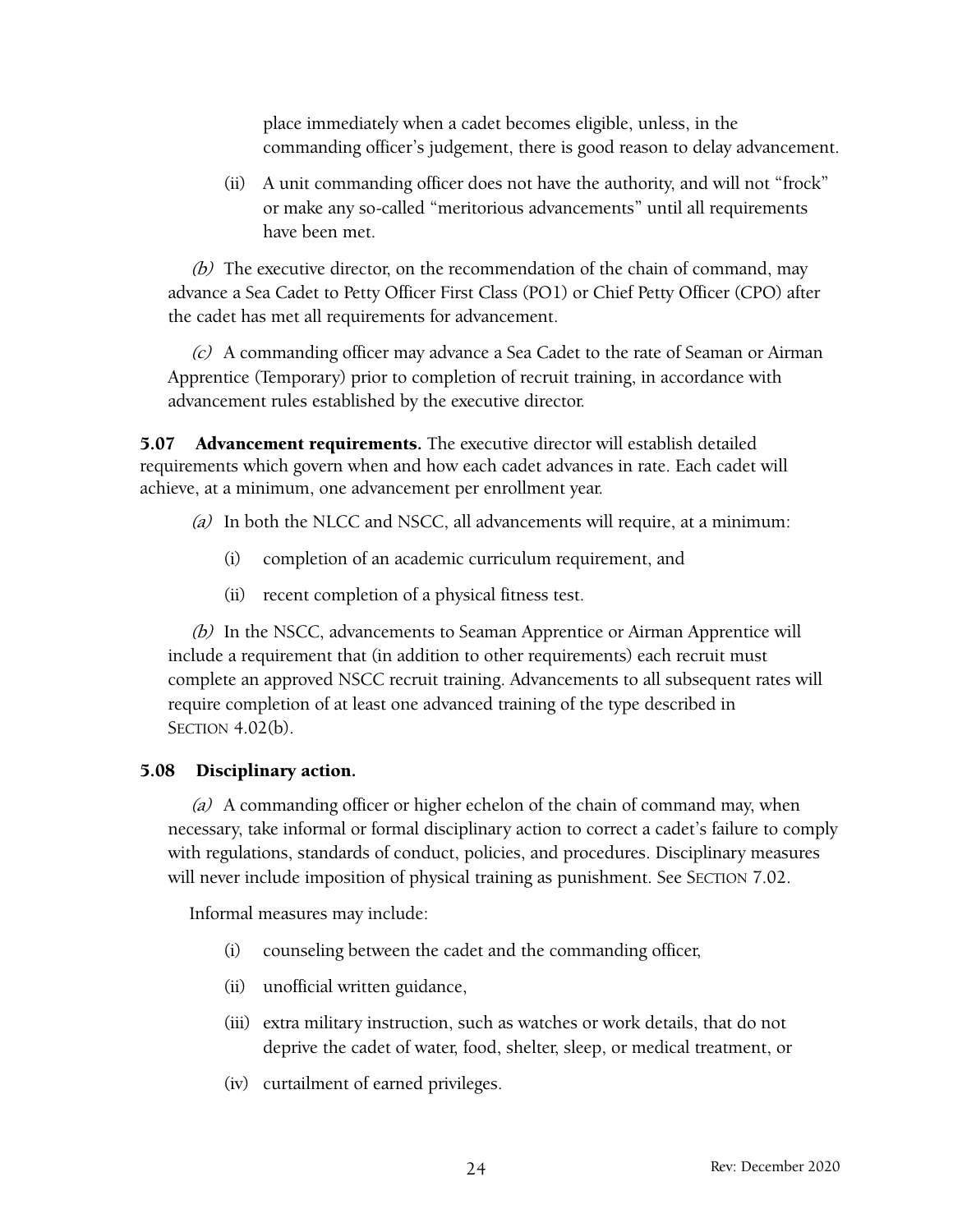place immediately when a cadet becomes eligible, unless, in the commanding officer's judgement, there is good reason to delay advancement.

(ii) A unit commanding officer does not have the authority, and will not "frock" or make any so-called "meritorious advancements" until all requirements have been met.

*(b)* The executive director, on the recommendation of the chain of command, may advance a Sea Cadet to Petty Officer First Class (PO1) or Chief Petty Officer (CPO) after the cadet has met all requirements for advancement.

*(c)* A commanding officer may advance a Sea Cadet to the rate of Seaman or Airman Apprentice (Temporary) prior to completion of recruit training, in accordance with advancement rules established by the executive director.

**5.07 Advancement requirements.** The executive director will establish detailed requirements which govern when and how each cadet advances in rate. Each cadet will achieve, at a minimum, one advancement per enrollment year.

*(a)* In both the NLCC and NSCC, all advancements will require, at a minimum:

(i) completion of an academic curriculum requirement, and

(ii) recent completion of a physical fitness test.

*(b)* In the NSCC, advancements to Seaman Apprentice or Airman Apprentice will include a requirement that (in addition to other requirements) each recruit must complete an approved NSCC recruit training. Advancements to all subsequent rates will require completion of at least one advanced training of the type described in Section 4.02(b).

### 5.08 Disciplinary action.

*(a)* A commanding officer or higher echelon of the chain of command may, when necessary, take informal or formal disciplinary action to correct a cadet's failure to comply with regulations, standards of conduct, policies, and procedures. Disciplinary measures will never include imposition of physical training as punishment. See Section 7.02.

Informal measures may include:

(i) counseling between the cadet and the commanding officer,

(ii) unofficial written guidance,

(iii) extra military instruction, such as watches or work details, that do not deprive the cadet of water, food, shelter, sleep, or medical treatment, or

(iv) curtailment of earned privileges.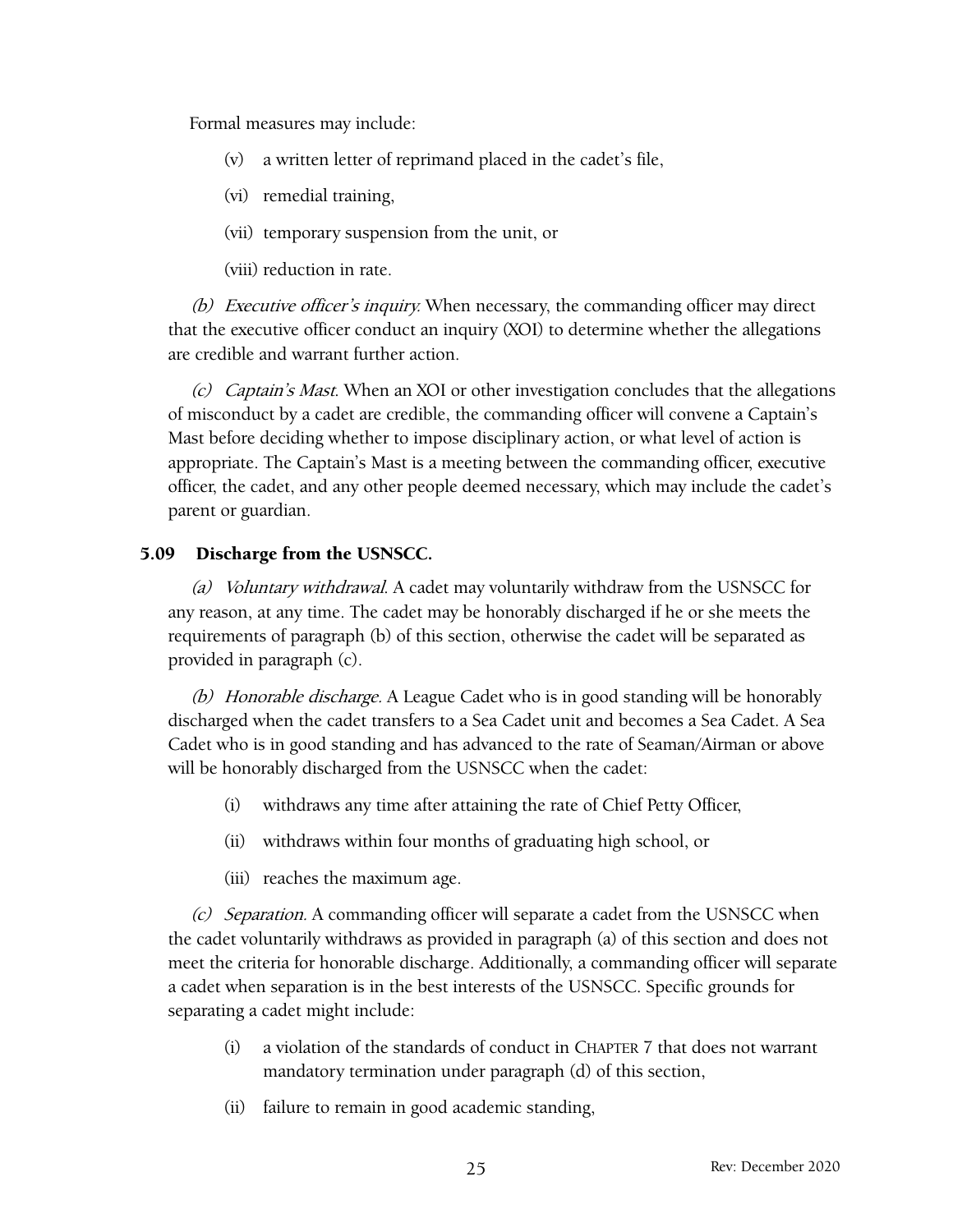Formal measures may include:

- (v) a written letter of reprimand placed in the cadet's file,
- (vi) remedial training,
- (vii) temporary suspension from the unit, or
- (viii) reduction in rate.

*(b) Executive officer's inquiry.* When necessary, the commanding officer may direct that the executive officer conduct an inquiry (XOI) to determine whether the allegations are credible and warrant further action.

*(c) Captain's Mast.* When an XOI or other investigation concludes that the allegations of misconduct by a cadet are credible, the commanding officer will convene a Captain's Mast before deciding whether to impose disciplinary action, or what level of action is appropriate. The Captain's Mast is a meeting between the commanding officer, executive officer, the cadet, and any other people deemed necessary, which may include the cadet's parent or guardian.

### 5.09 Discharge from the USNSCC.

*(a) Voluntary withdrawal.* A cadet may voluntarily withdraw from the USNSCC for any reason, at any time. The cadet may be honorably discharged if he or she meets the requirements of paragraph (b) of this section, otherwise the cadet will be separated as provided in paragraph (c).

*(b) Honorable discharge.* A League Cadet who is in good standing will be honorably discharged when the cadet transfers to a Sea Cadet unit and becomes a Sea Cadet. A Sea Cadet who is in good standing and has advanced to the rate of Seaman/Airman or above will be honorably discharged from the USNSCC when the cadet:

- (i) withdraws any time after attaining the rate of Chief Petty Officer,
- (ii) withdraws within four months of graduating high school, or
- (iii) reaches the maximum age.

*(c) Separation.* A commanding officer will separate a cadet from the USNSCC when the cadet voluntarily withdraws as provided in paragraph (a) of this section and does not meet the criteria for honorable discharge. Additionally, a commanding officer will separate a cadet when separation is in the best interests of the USNSCC. Specific grounds for separating a cadet might include:

- (i) a violation of the standards of conduct in CHAPTER 7 that does not warrant mandatory termination under paragraph (d) of this section,
- (ii) failure to remain in good academic standing,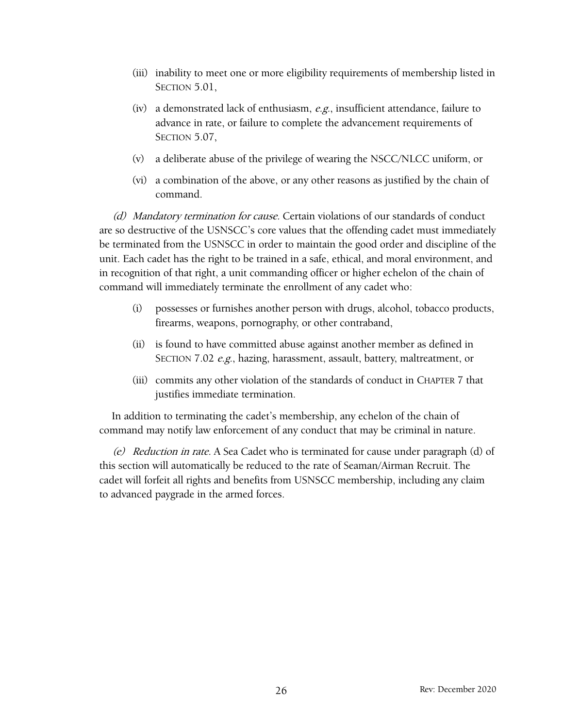(iii) inability to meet one or more eligibility requirements of membership listed in SECTION 5.01,

(iv) a demonstrated lack of enthusiasm, *e.g.*, insufficient attendance, failure to advance in rate, or failure to complete the advancement requirements of SECTION 5.07,

(v) a deliberate abuse of the privilege of wearing the NSCC/NLCC uniform, or

(vi) a combination of the above, or any other reasons as justified by the chain of command.

*(d) Mandatory termination for cause.* Certain violations of our standards of conduct are so destructive of the USNSCC's core values that the offending cadet must immediately be terminated from the USNSCC in order to maintain the good order and discipline of the unit. Each cadet has the right to be trained in a safe, ethical, and moral environment, and in recognition of that right, a unit commanding officer or higher echelon of the chain of command will immediately terminate the enrollment of any cadet who:

(i) possesses or furnishes another person with drugs, alcohol, tobacco products, firearms, weapons, pornography, or other contraband,

(ii) is found to have committed abuse against another member as defined in SECTION 7.02 *e.g.*, hazing, harassment, assault, battery, maltreatment, or

(iii) commits any other violation of the standards of conduct in CHAPTER 7 that justifies immediate termination.

In addition to terminating the cadet's membership, any echelon of the chain of command may notify law enforcement of any conduct that may be criminal in nature.

*(e) Reduction in rate.* A Sea Cadet who is terminated for cause under paragraph (d) of this section will automatically be reduced to the rate of Seaman/Airman Recruit. The cadet will forfeit all rights and benefits from USNSCC membership, including any claim to advanced paygrade in the armed forces.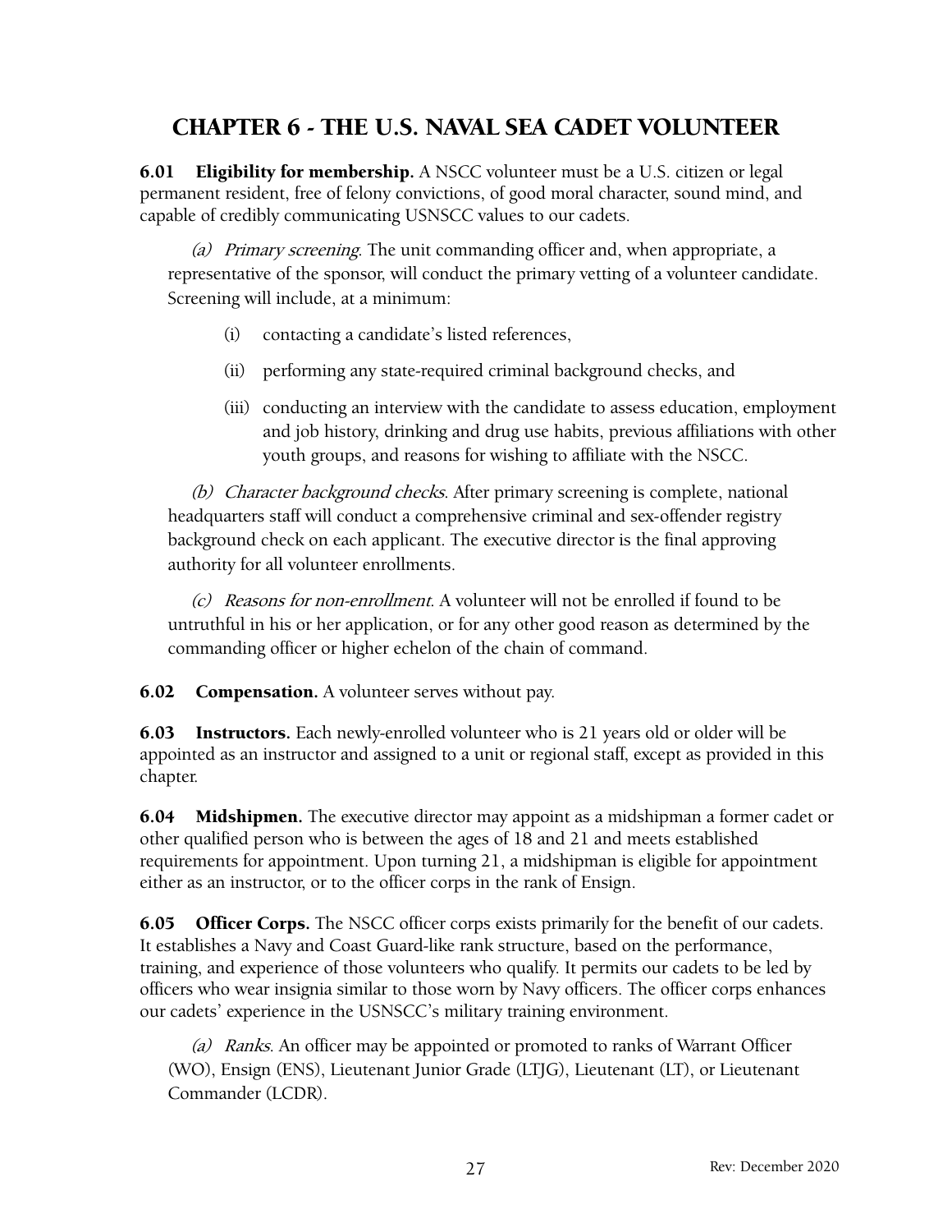# CHAPTER 6 - THE U.S. NAVAL SEA CADET VOLUNTEER

**6.01 Eligibility for membership.** A NSCC volunteer must be a U.S. citizen or legal permanent resident, free of felony convictions, of good moral character, sound mind, and capable of credibly communicating USNSCC values to our cadets.

*(a) Primary screening*. The unit commanding officer and, when appropriate, a representative of the sponsor, will conduct the primary vetting of a volunteer candidate. Screening will include, at a minimum:

(i) contacting a candidate's listed references,

(ii) performing any state-required criminal background checks, and

(iii) conducting an interview with the candidate to assess education, employment and job history, drinking and drug use habits, previous affiliations with other youth groups, and reasons for wishing to affiliate with the NSCC.

*(b) Character background checks*. After primary screening is complete, national headquarters staff will conduct a comprehensive criminal and sex-offender registry background check on each applicant. The executive director is the final approving authority for all volunteer enrollments.

*(c) Reasons for non-enrollment*. A volunteer will not be enrolled if found to be untruthful in his or her application, or for any other good reason as determined by the commanding officer or higher echelon of the chain of command.

**6.02 Compensation.** A volunteer serves without pay.

**6.03 Instructors.** Each newly-enrolled volunteer who is 21 years old or older will be appointed as an instructor and assigned to a unit or regional staff, except as provided in this chapter.

**6.04 Midshipmen.** The executive director may appoint as a midshipman a former cadet or other qualified person who is between the ages of 18 and 21 and meets established requirements for appointment. Upon turning 21, a midshipman is eligible for appointment either as an instructor, or to the officer corps in the rank of Ensign.

**6.05 Officer Corps.** The NSCC officer corps exists primarily for the benefit of our cadets. It establishes a Navy and Coast Guard-like rank structure, based on the performance, training, and experience of those volunteers who qualify. It permits our cadets to be led by officers who wear insignia similar to those worn by Navy officers. The officer corps enhances our cadets' experience in the USNSCC's military training environment.

*(a) Ranks*. An officer may be appointed or promoted to ranks of Warrant Officer (WO), Ensign (ENS), Lieutenant Junior Grade (LTJG), Lieutenant (LT), or Lieutenant Commander (LCDR).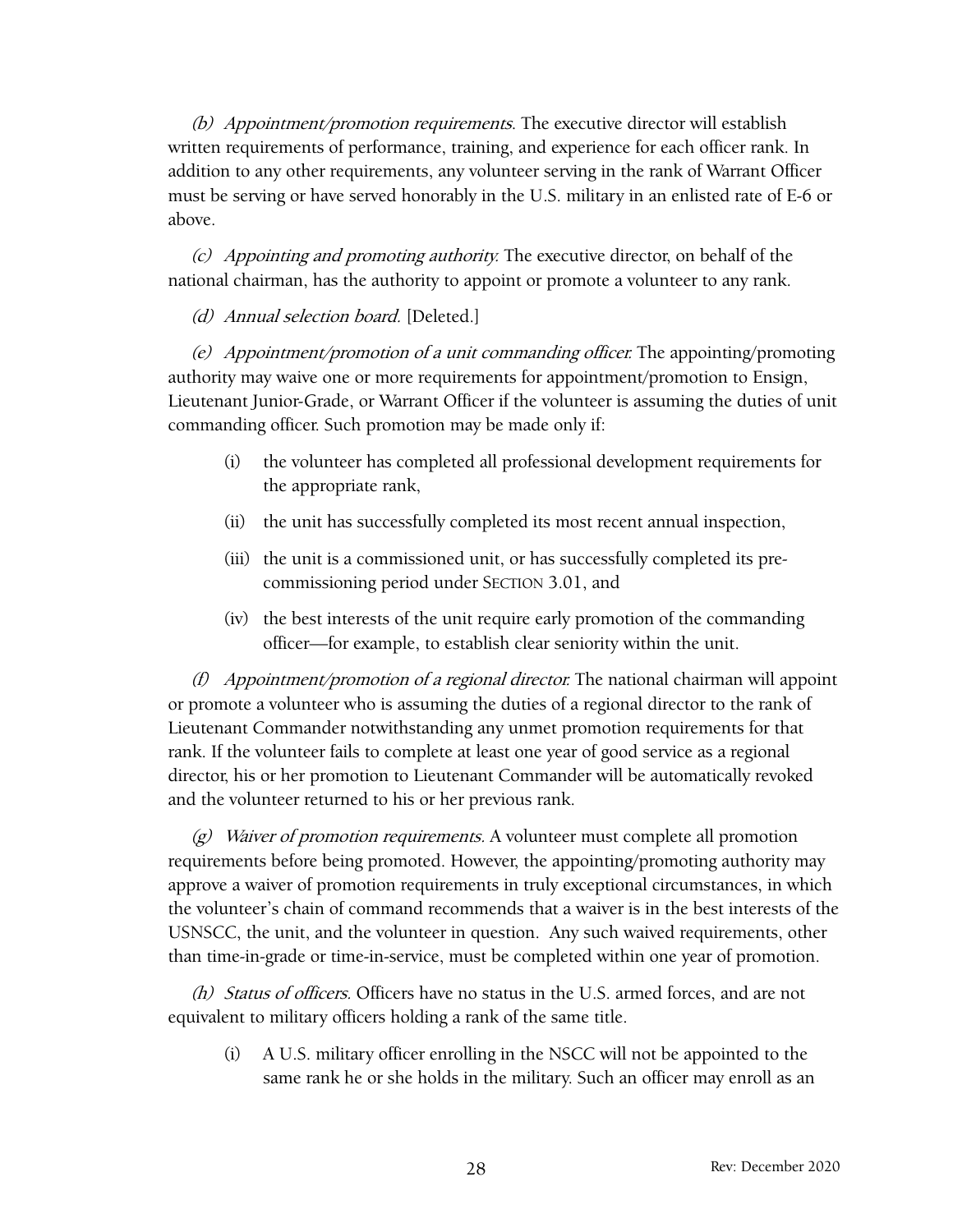*(b) Appointment/promotion requirements.* The executive director will establish written requirements of performance, training, and experience for each officer rank. In addition to any other requirements, any volunteer serving in the rank of Warrant Officer must be serving or have served honorably in the U.S. military in an enlisted rate of E-6 or above.

*(c) Appointing and promoting authority.* The executive director, on behalf of the national chairman, has the authority to appoint or promote a volunteer to any rank.

*(d) Annual selection board.* [Deleted.]

*(e) Appointment/promotion of a unit commanding officer.* The appointing/promoting authority may waive one or more requirements for appointment/promotion to Ensign, Lieutenant Junior-Grade, or Warrant Officer if the volunteer is assuming the duties of unit commanding officer. Such promotion may be made only if:

- (i) the volunteer has completed all professional development requirements for the appropriate rank,
- (ii) the unit has successfully completed its most recent annual inspection,
- (iii) the unit is a commissioned unit, or has successfully completed its pre-commissioning period under SECTION 3.01, and
- (iv) the best interests of the unit require early promotion of the commanding officer—for example, to establish clear seniority within the unit.

*(f) Appointment/promotion of a regional director.* The national chairman will appoint or promote a volunteer who is assuming the duties of a regional director to the rank of Lieutenant Commander notwithstanding any unmet promotion requirements for that rank. If the volunteer fails to complete at least one year of good service as a regional director, his or her promotion to Lieutenant Commander will be automatically revoked and the volunteer returned to his or her previous rank.

*(g) Waiver of promotion requirements.* A volunteer must complete all promotion requirements before being promoted. However, the appointing/promoting authority may approve a waiver of promotion requirements in truly exceptional circumstances, in which the volunteer's chain of command recommends that a waiver is in the best interests of the USNSCC, the unit, and the volunteer in question. Any such waived requirements, other than time-in-grade or time-in-service, must be completed within one year of promotion.

*(h) Status of officers.* Officers have no status in the U.S. armed forces, and are not equivalent to military officers holding a rank of the same title.

- (i) A U.S. military officer enrolling in the NSCC will not be appointed to the same rank he or she holds in the military. Such an officer may enroll as an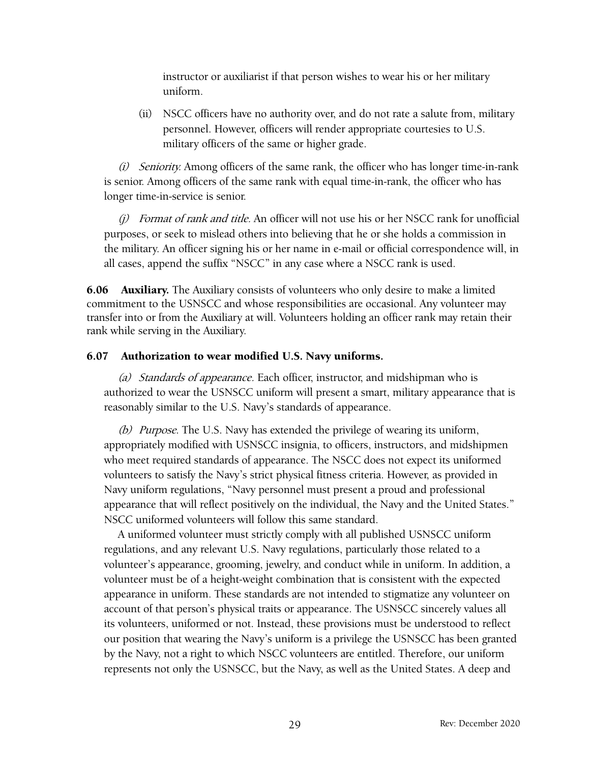instructor or auxiliarist if that person wishes to wear his or her military uniform.

(ii) NSCC officers have no authority over, and do not rate a salute from, military personnel. However, officers will render appropriate courtesies to U.S. military officers of the same or higher grade.

*(i) Seniority.* Among officers of the same rank, the officer who has longer time-in-rank is senior. Among officers of the same rank with equal time-in-rank, the officer who has longer time-in-service is senior.

*(j) Format of rank and title.* An officer will not use his or her NSCC rank for unofficial purposes, or seek to mislead others into believing that he or she holds a commission in the military. An officer signing his or her name in e-mail or official correspondence will, in all cases, append the suffix "NSCC" in any case where a NSCC rank is used.

**6.06 Auxiliary.** The Auxiliary consists of volunteers who only desire to make a limited commitment to the USNSCC and whose responsibilities are occasional. Any volunteer may transfer into or from the Auxiliary at will. Volunteers holding an officer rank may retain their rank while serving in the Auxiliary.

**6.07 Authorization to wear modified U.S. Navy uniforms.**

*(a) Standards of appearance.* Each officer, instructor, and midshipman who is authorized to wear the USNSCC uniform will present a smart, military appearance that is reasonably similar to the U.S. Navy's standards of appearance.

*(b) Purpose.* The U.S. Navy has extended the privilege of wearing its uniform, appropriately modified with USNSCC insignia, to officers, instructors, and midshipmen who meet required standards of appearance. The NSCC does not expect its uniformed volunteers to satisfy the Navy's strict physical fitness criteria. However, as provided in Navy uniform regulations, "Navy personnel must present a proud and professional appearance that will reflect positively on the individual, the Navy and the United States." NSCC uniformed volunteers will follow this same standard.

A uniformed volunteer must strictly comply with all published USNSCC uniform regulations, and any relevant U.S. Navy regulations, particularly those related to a volunteer's appearance, grooming, jewelry, and conduct while in uniform. In addition, a volunteer must be of a height-weight combination that is consistent with the expected appearance in uniform. These standards are not intended to stigmatize any volunteer on account of that person's physical traits or appearance. The USNSCC sincerely values all its volunteers, uniformed or not. Instead, these provisions must be understood to reflect our position that wearing the Navy's uniform is a privilege the USNSCC has been granted by the Navy, not a right to which NSCC volunteers are entitled. Therefore, our uniform represents not only the USNSCC, but the Navy, as well as the United States. A deep and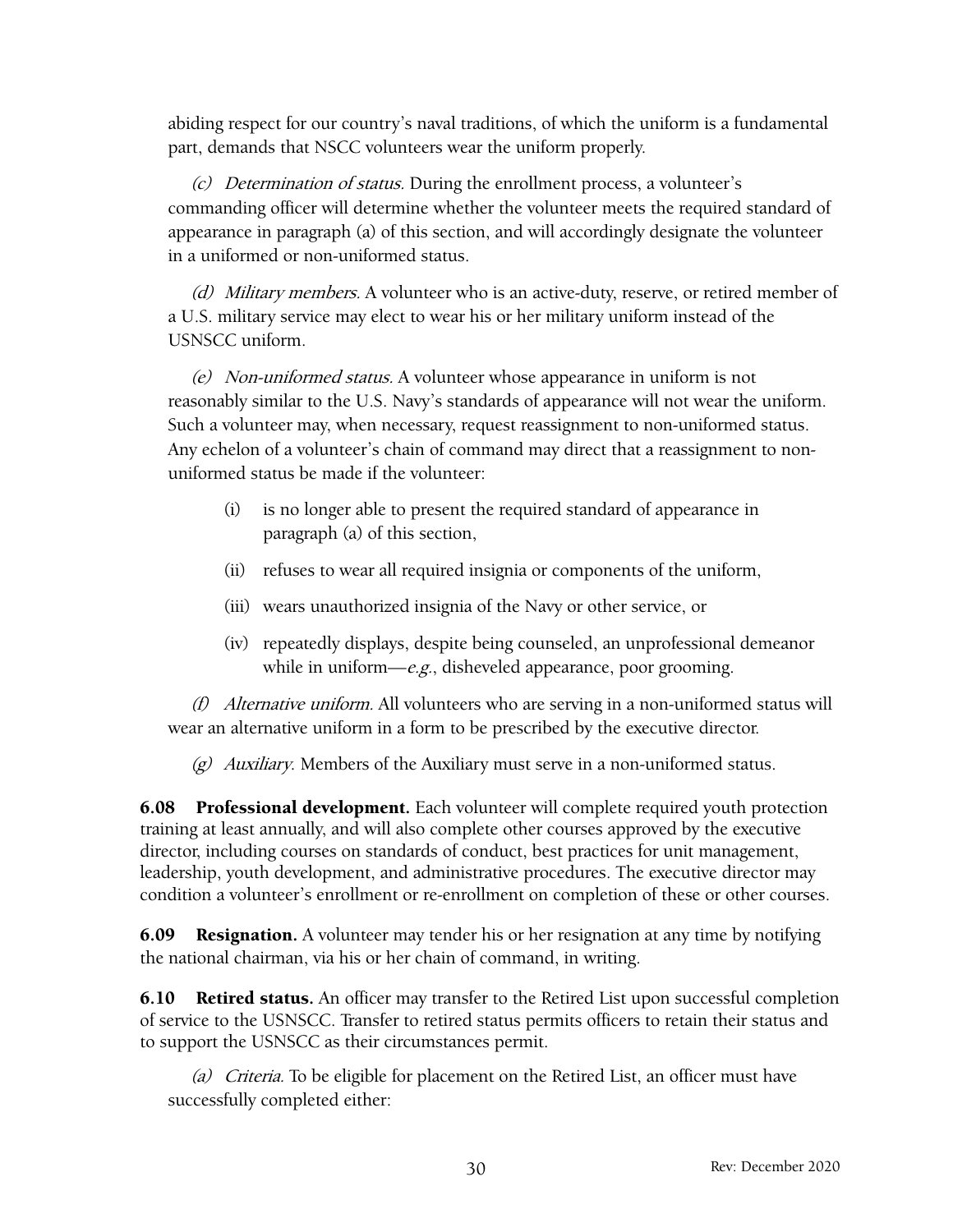abiding respect for our country's naval traditions, of which the uniform is a fundamental part, demands that NSCC volunteers wear the uniform properly.

*(c) Determination of status.* During the enrollment process, a volunteer's commanding officer will determine whether the volunteer meets the required standard of appearance in paragraph (a) of this section, and will accordingly designate the volunteer in a uniformed or non-uniformed status.

*(d) Military members.* A volunteer who is an active-duty, reserve, or retired member of a U.S. military service may elect to wear his or her military uniform instead of the USNSCC uniform.

*(e) Non-uniformed status.* A volunteer whose appearance in uniform is not reasonably similar to the U.S. Navy's standards of appearance will not wear the uniform. Such a volunteer may, when necessary, request reassignment to non-uniformed status. Any echelon of a volunteer's chain of command may direct that a reassignment to non-uniformed status be made if the volunteer:

(i) is no longer able to present the required standard of appearance in paragraph (a) of this section,

(ii) refuses to wear all required insignia or components of the uniform,

(iii) wears unauthorized insignia of the Navy or other service, or

(iv) repeatedly displays, despite being counseled, an unprofessional demeanor while in uniform—*e.g.*, disheveled appearance, poor grooming.

*(f) Alternative uniform.* All volunteers who are serving in a non-uniformed status will wear an alternative uniform in a form to be prescribed by the executive director.

*(g) Auxiliary.* Members of the Auxiliary must serve in a non-uniformed status.

**6.08 Professional development.** Each volunteer will complete required youth protection training at least annually, and will also complete other courses approved by the executive director, including courses on standards of conduct, best practices for unit management, leadership, youth development, and administrative procedures. The executive director may condition a volunteer's enrollment or re-enrollment on completion of these or other courses.

**6.09 Resignation.** A volunteer may tender his or her resignation at any time by notifying the national chairman, via his or her chain of command, in writing.

**6.10 Retired status.** An officer may transfer to the Retired List upon successful completion of service to the USNSCC. Transfer to retired status permits officers to retain their status and to support the USNSCC as their circumstances permit.

*(a) Criteria.* To be eligible for placement on the Retired List, an officer must have successfully completed either: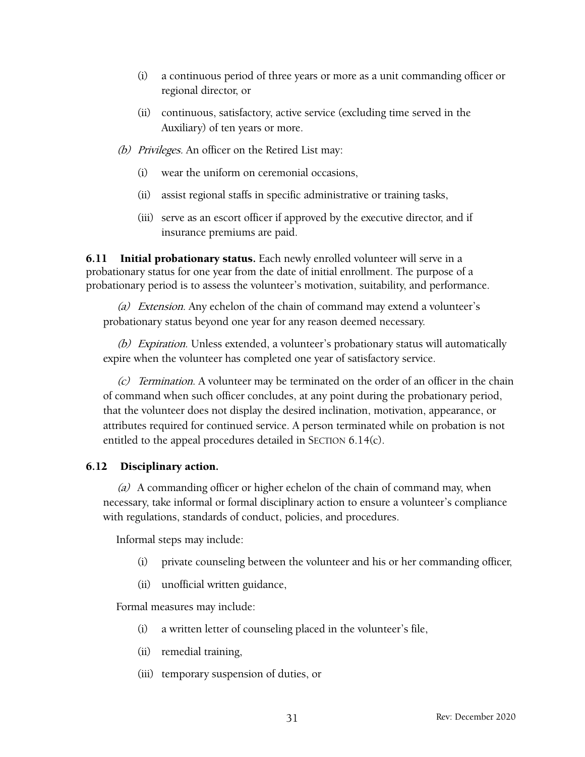(i) a continuous period of three years or more as a unit commanding officer or regional director, or

(ii) continuous, satisfactory, active service (excluding time served in the Auxiliary) of ten years or more.

*(b) Privileges*. An officer on the Retired List may:

(i) wear the uniform on ceremonial occasions,

(ii) assist regional staffs in specific administrative or training tasks,

(iii) serve as an escort officer if approved by the executive director, and if insurance premiums are paid.

**6.11 Initial probationary status.** Each newly enrolled volunteer will serve in a probationary status for one year from the date of initial enrollment. The purpose of a probationary period is to assess the volunteer's motivation, suitability, and performance.

*(a) Extension*. Any echelon of the chain of command may extend a volunteer's probationary status beyond one year for any reason deemed necessary.

*(b) Expiration*. Unless extended, a volunteer's probationary status will automatically expire when the volunteer has completed one year of satisfactory service.

*(c) Termination*. A volunteer may be terminated on the order of an officer in the chain of command when such officer concludes, at any point during the probationary period, that the volunteer does not display the desired inclination, motivation, appearance, or attributes required for continued service. A person terminated while on probation is not entitled to the appeal procedures detailed in SECTION 6.14(c).

### 6.12 Disciplinary action.

*(a)* A commanding officer or higher echelon of the chain of command may, when necessary, take informal or formal disciplinary action to ensure a volunteer's compliance with regulations, standards of conduct, policies, and procedures.

Informal steps may include:

(i) private counseling between the volunteer and his or her commanding officer,

(ii) unofficial written guidance,

Formal measures may include:

(i) a written letter of counseling placed in the volunteer's file,

(ii) remedial training,

(iii) temporary suspension of duties, or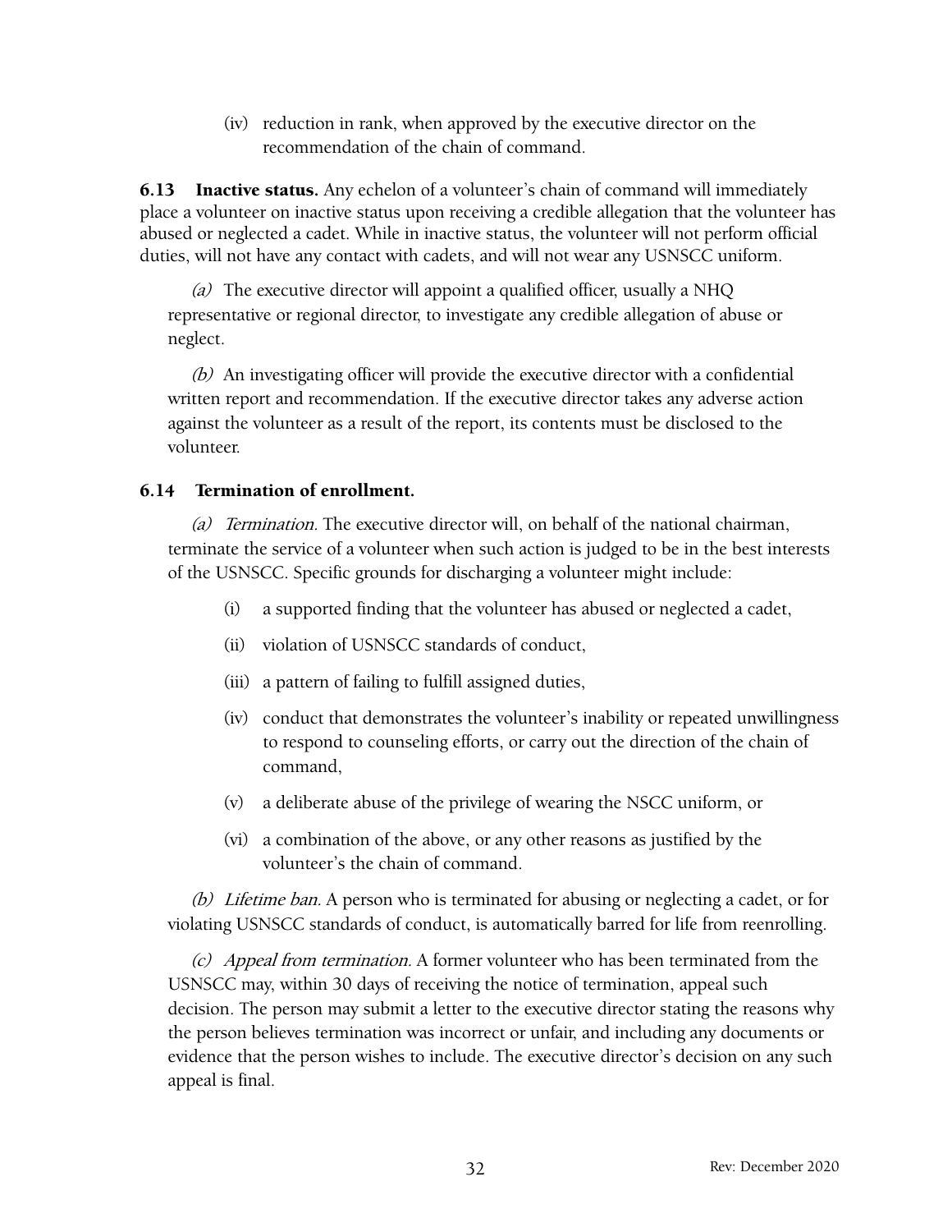(iv) reduction in rank, when approved by the executive director on the recommendation of the chain of command.

**6.13 Inactive status.** Any echelon of a volunteer's chain of command will immediately place a volunteer on inactive status upon receiving a credible allegation that the volunteer has abused or neglected a cadet. While in inactive status, the volunteer will not perform official duties, will not have any contact with cadets, and will not wear any USNSCC uniform.

*(a)* The executive director will appoint a qualified officer, usually a NHQ representative or regional director, to investigate any credible allegation of abuse or neglect.

*(b)* An investigating officer will provide the executive director with a confidential written report and recommendation. If the executive director takes any adverse action against the volunteer as a result of the report, its contents must be disclosed to the volunteer.

**6.14 Termination of enrollment.**

*(a) Termination.* The executive director will, on behalf of the national chairman, terminate the service of a volunteer when such action is judged to be in the best interests of the USNSCC. Specific grounds for discharging a volunteer might include:

(i) a supported finding that the volunteer has abused or neglected a cadet,

(ii) violation of USNSCC standards of conduct,

(iii) a pattern of failing to fulfill assigned duties,

(iv) conduct that demonstrates the volunteer's inability or repeated unwillingness to respond to counseling efforts, or carry out the direction of the chain of command,

(v) a deliberate abuse of the privilege of wearing the NSCC uniform, or

(vi) a combination of the above, or any other reasons as justified by the volunteer's the chain of command.

*(b) Lifetime ban.* A person who is terminated for abusing or neglecting a cadet, or for violating USNSCC standards of conduct, is automatically barred for life from reenrolling.

*(c) Appeal from termination.* A former volunteer who has been terminated from the USNSCC may, within 30 days of receiving the notice of termination, appeal such decision. The person may submit a letter to the executive director stating the reasons why the person believes termination was incorrect or unfair, and including any documents or evidence that the person wishes to include. The executive director's decision on any such appeal is final.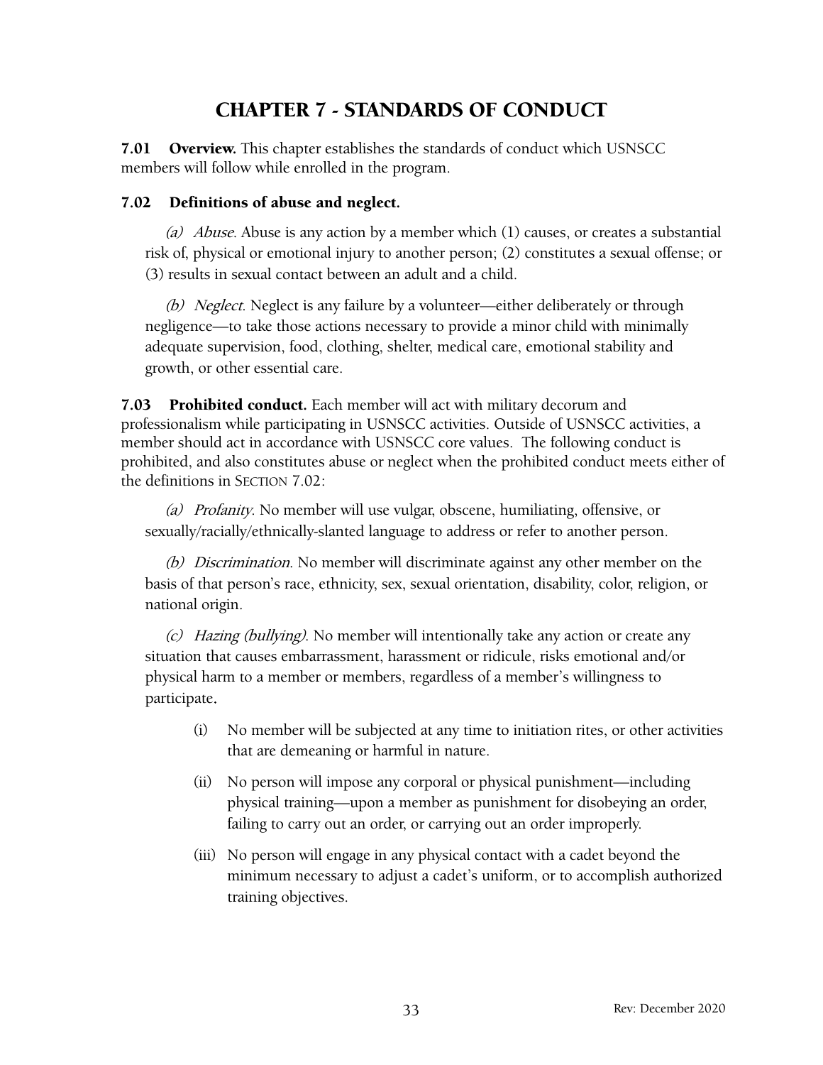# CHAPTER 7 - STANDARDS OF CONDUCT

**7.01 Overview.** This chapter establishes the standards of conduct which USNSCC members will follow while enrolled in the program.

**7.02 Definitions of abuse and neglect.**

*(a) Abuse*. Abuse is any action by a member which (1) causes, or creates a substantial risk of, physical or emotional injury to another person; (2) constitutes a sexual offense; or (3) results in sexual contact between an adult and a child.

*(b) Neglect*. Neglect is any failure by a volunteer—either deliberately or through negligence—to take those actions necessary to provide a minor child with minimally adequate supervision, food, clothing, shelter, medical care, emotional stability and growth, or other essential care.

**7.03 Prohibited conduct.** Each member will act with military decorum and professionalism while participating in USNSCC activities. Outside of USNSCC activities, a member should act in accordance with USNSCC core values. The following conduct is prohibited, and also constitutes abuse or neglect when the prohibited conduct meets either of the definitions in SECTION 7.02:

*(a) Profanity*. No member will use vulgar, obscene, humiliating, offensive, or sexually/racially/ethnically-slanted language to address or refer to another person.

*(b) Discrimination*. No member will discriminate against any other member on the basis of that person's race, ethnicity, sex, sexual orientation, disability, color, religion, or national origin.

*(c) Hazing (bullying)*. No member will intentionally take any action or create any situation that causes embarrassment, harassment or ridicule, risks emotional and/or physical harm to a member or members, regardless of a member's willingness to participate.

- (i) No member will be subjected at any time to initiation rites, or other activities that are demeaning or harmful in nature.
- (ii) No person will impose any corporal or physical punishment—including physical training—upon a member as punishment for disobeying an order, failing to carry out an order, or carrying out an order improperly.
- (iii) No person will engage in any physical contact with a cadet beyond the minimum necessary to adjust a cadet's uniform, or to accomplish authorized training objectives.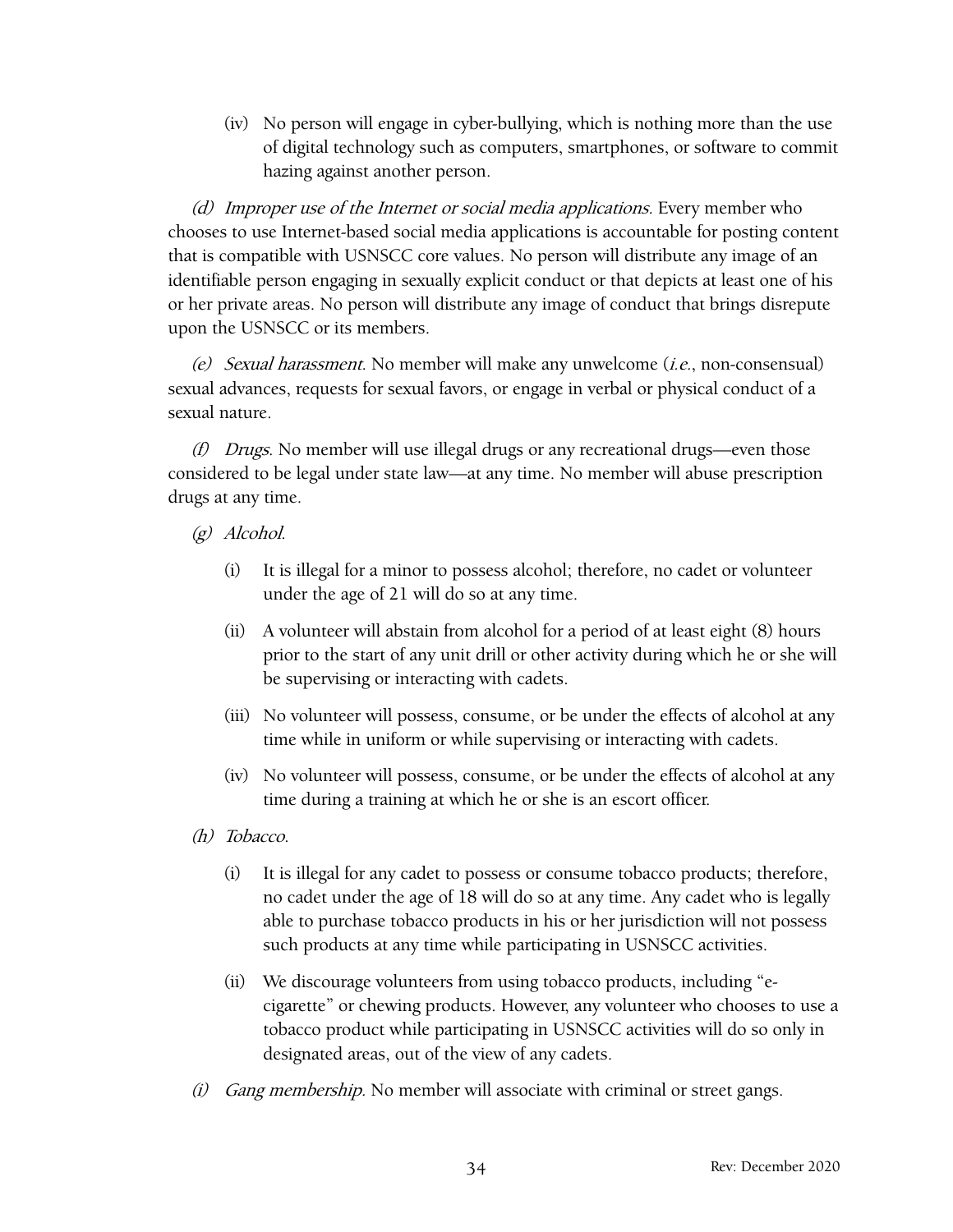(iv) No person will engage in cyber-bullying, which is nothing more than the use of digital technology such as computers, smartphones, or software to commit hazing against another person.

*(d) Improper use of the Internet or social media applications.* Every member who chooses to use Internet-based social media applications is accountable for posting content that is compatible with USNSCC core values. No person will distribute any image of an identifiable person engaging in sexually explicit conduct or that depicts at least one of his or her private areas. No person will distribute any image of conduct that brings disrepute upon the USNSCC or its members.

*(e) Sexual harassment.* No member will make any unwelcome (*i.e.*, non-consensual) sexual advances, requests for sexual favors, or engage in verbal or physical conduct of a sexual nature.

*(f) Drugs.* No member will use illegal drugs or any recreational drugs—even those considered to be legal under state law—at any time. No member will abuse prescription drugs at any time.

*(g) Alcohol.*

(i) It is illegal for a minor to possess alcohol; therefore, no cadet or volunteer under the age of 21 will do so at any time.

(ii) A volunteer will abstain from alcohol for a period of at least eight (8) hours prior to the start of any unit drill or other activity during which he or she will be supervising or interacting with cadets.

(iii) No volunteer will possess, consume, or be under the effects of alcohol at any time while in uniform or while supervising or interacting with cadets.

(iv) No volunteer will possess, consume, or be under the effects of alcohol at any time during a training at which he or she is an escort officer.

*(h) Tobacco.*

(i) It is illegal for any cadet to possess or consume tobacco products; therefore, no cadet under the age of 18 will do so at any time. Any cadet who is legally able to purchase tobacco products in his or her jurisdiction will not possess such products at any time while participating in USNSCC activities.

(ii) We discourage volunteers from using tobacco products, including "e-cigarette" or chewing products. However, any volunteer who chooses to use a tobacco product while participating in USNSCC activities will do so only in designated areas, out of the view of any cadets.

*(i) Gang membership.* No member will associate with criminal or street gangs.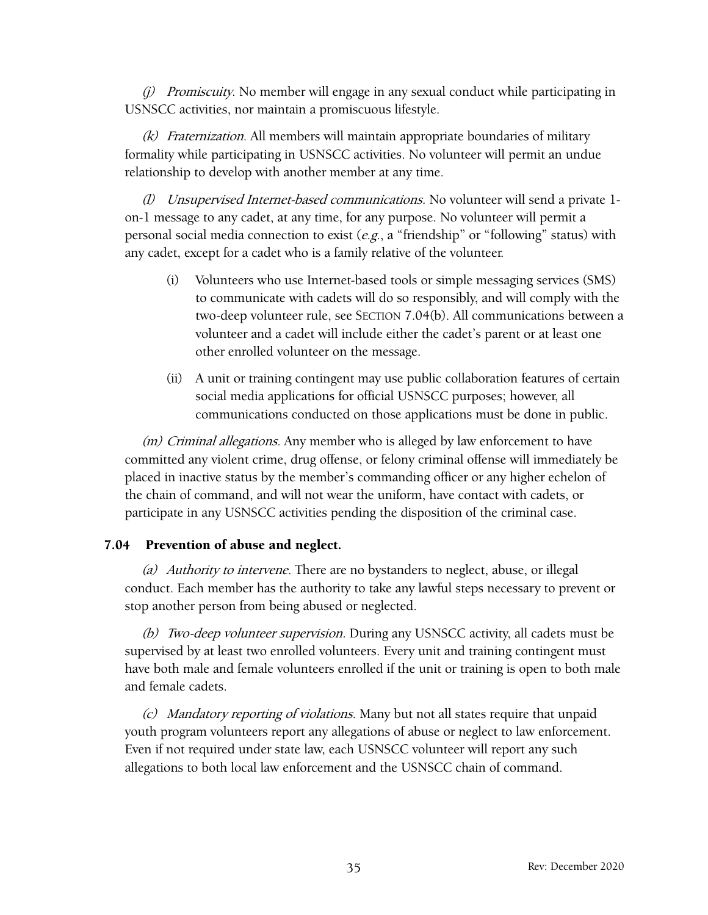*(j) Promiscuity.* No member will engage in any sexual conduct while participating in USNSCC activities, nor maintain a promiscuous lifestyle.

*(k) Fraternization.* All members will maintain appropriate boundaries of military formality while participating in USNSCC activities. No volunteer will permit an undue relationship to develop with another member at any time.

*(l) Unsupervised Internet-based communications.* No volunteer will send a private 1-on-1 message to any cadet, at any time, for any purpose. No volunteer will permit a personal social media connection to exist (*e.g.*, a "friendship" or "following" status) with any cadet, except for a cadet who is a family relative of the volunteer.

(i) Volunteers who use Internet-based tools or simple messaging services (SMS) to communicate with cadets will do so responsibly, and will comply with the two-deep volunteer rule, see SECTION 7.04(b). All communications between a volunteer and a cadet will include either the cadet's parent or at least one other enrolled volunteer on the message.

(ii) A unit or training contingent may use public collaboration features of certain social media applications for official USNSCC purposes; however, all communications conducted on those applications must be done in public.

*(m) Criminal allegations.* Any member who is alleged by law enforcement to have committed any violent crime, drug offense, or felony criminal offense will immediately be placed in inactive status by the member's commanding officer or any higher echelon of the chain of command, and will not wear the uniform, have contact with cadets, or participate in any USNSCC activities pending the disposition of the criminal case.

### 7.04 Prevention of abuse and neglect.

*(a) Authority to intervene.* There are no bystanders to neglect, abuse, or illegal conduct. Each member has the authority to take any lawful steps necessary to prevent or stop another person from being abused or neglected.

*(b) Two-deep volunteer supervision.* During any USNSCC activity, all cadets must be supervised by at least two enrolled volunteers. Every unit and training contingent must have both male and female volunteers enrolled if the unit or training is open to both male and female cadets.

*(c) Mandatory reporting of violations.* Many but not all states require that unpaid youth program volunteers report any allegations of abuse or neglect to law enforcement. Even if not required under state law, each USNSCC volunteer will report any such allegations to both local law enforcement and the USNSCC chain of command.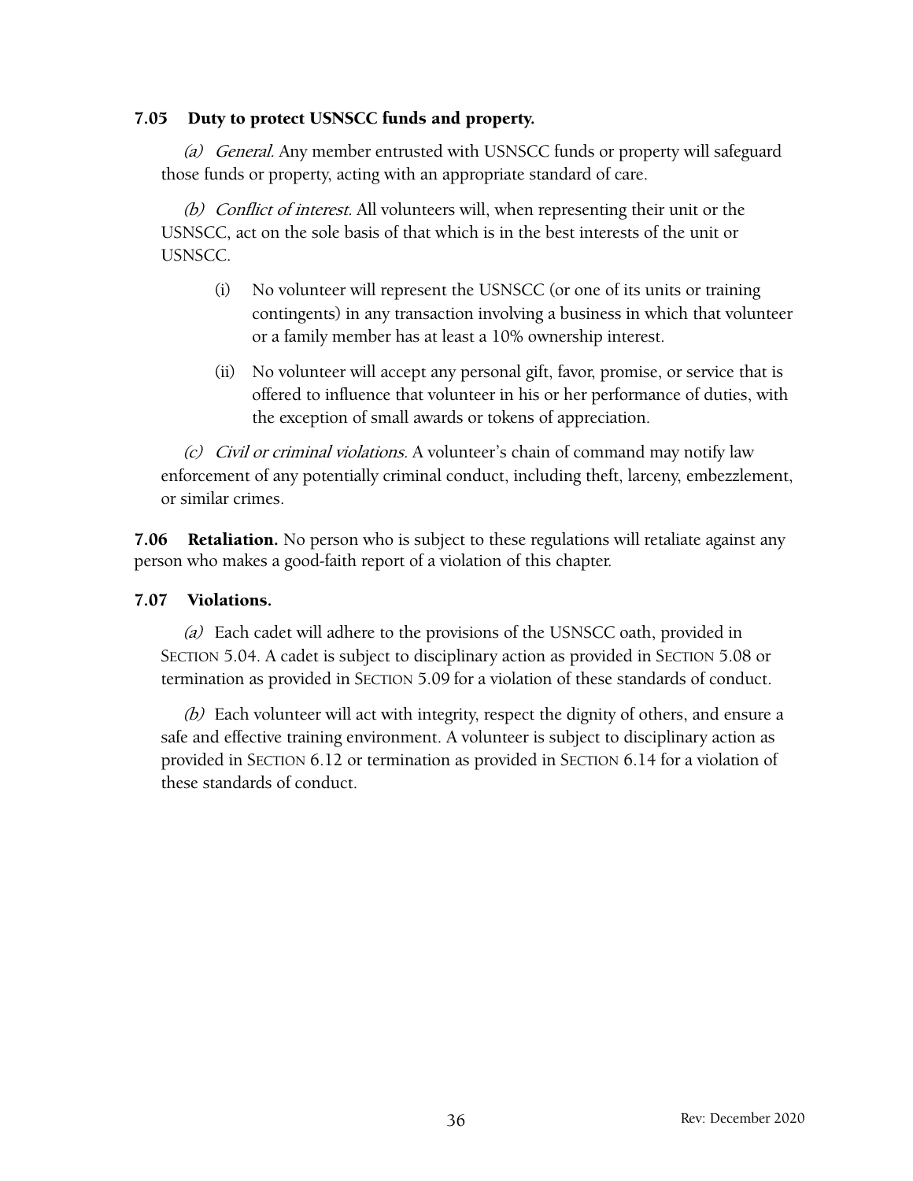### 7.05 Duty to protect USNSCC funds and property.

*(a) General.* Any member entrusted with USNSCC funds or property will safeguard those funds or property, acting with an appropriate standard of care.

*(b) Conflict of interest.* All volunteers will, when representing their unit or the USNSCC, act on the sole basis of that which is in the best interests of the unit or USNSCC.

- (i) No volunteer will represent the USNSCC (or one of its units or training contingents) in any transaction involving a business in which that volunteer or a family member has at least a 10% ownership interest.
- (ii) No volunteer will accept any personal gift, favor, promise, or service that is offered to influence that volunteer in his or her performance of duties, with the exception of small awards or tokens of appreciation.

*(c) Civil or criminal violations.* A volunteer's chain of command may notify law enforcement of any potentially criminal conduct, including theft, larceny, embezzlement, or similar crimes.

**7.06 Retaliation.** No person who is subject to these regulations will retaliate against any person who makes a good-faith report of a violation of this chapter.

### 7.07 Violations.

*(a)* Each cadet will adhere to the provisions of the USNSCC oath, provided in SECTION 5.04. A cadet is subject to disciplinary action as provided in SECTION 5.08 or termination as provided in SECTION 5.09 for a violation of these standards of conduct.

*(b)* Each volunteer will act with integrity, respect the dignity of others, and ensure a safe and effective training environment. A volunteer is subject to disciplinary action as provided in SECTION 6.12 or termination as provided in SECTION 6.14 for a violation of these standards of conduct.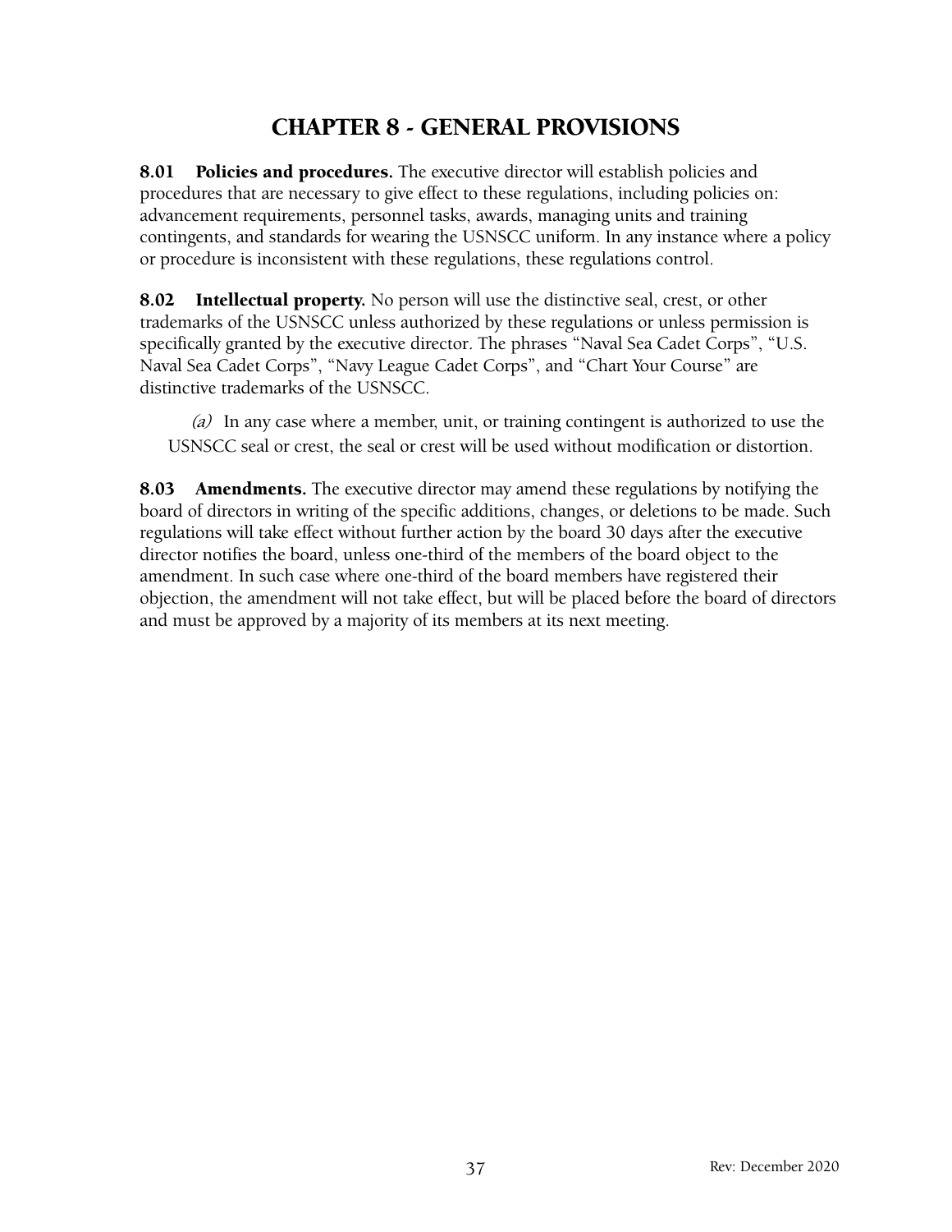# CHAPTER 8 - GENERAL PROVISIONS

**8.01 Policies and procedures.** The executive director will establish policies and procedures that are necessary to give effect to these regulations, including policies on: advancement requirements, personnel tasks, awards, managing units and training contingents, and standards for wearing the USNSCC uniform. In any instance where a policy or procedure is inconsistent with these regulations, these regulations control.

**8.02 Intellectual property.** No person will use the distinctive seal, crest, or other trademarks of the USNSCC unless authorized by these regulations or unless permission is specifically granted by the executive director. The phrases "Naval Sea Cadet Corps", "U.S. Naval Sea Cadet Corps", "Navy League Cadet Corps", and "Chart Your Course" are distinctive trademarks of the USNSCC.

*(a)* In any case where a member, unit, or training contingent is authorized to use the USNSCC seal or crest, the seal or crest will be used without modification or distortion.

**8.03 Amendments.** The executive director may amend these regulations by notifying the board of directors in writing of the specific additions, changes, or deletions to be made. Such regulations will take effect without further action by the board 30 days after the executive director notifies the board, unless one-third of the members of the board object to the amendment. In such case where one-third of the board members have registered their objection, the amendment will not take effect, but will be placed before the board of directors and must be approved by a majority of its members at its next meeting.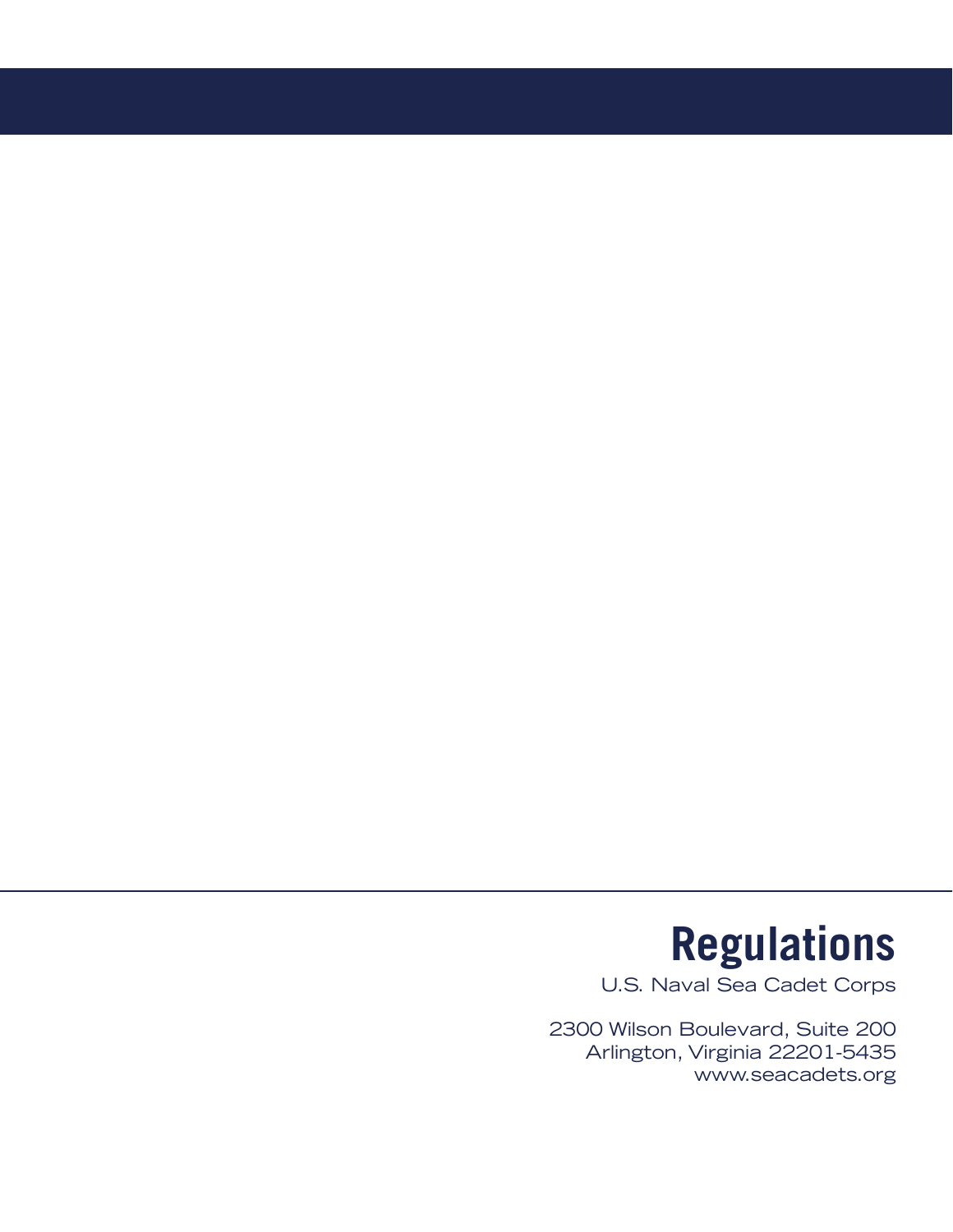# Regulations

U.S. Naval Sea Cadet Corps

2300 Wilson Boulevard, Suite 200
Arlington, Virginia 22201-5435
www.seacadets.org